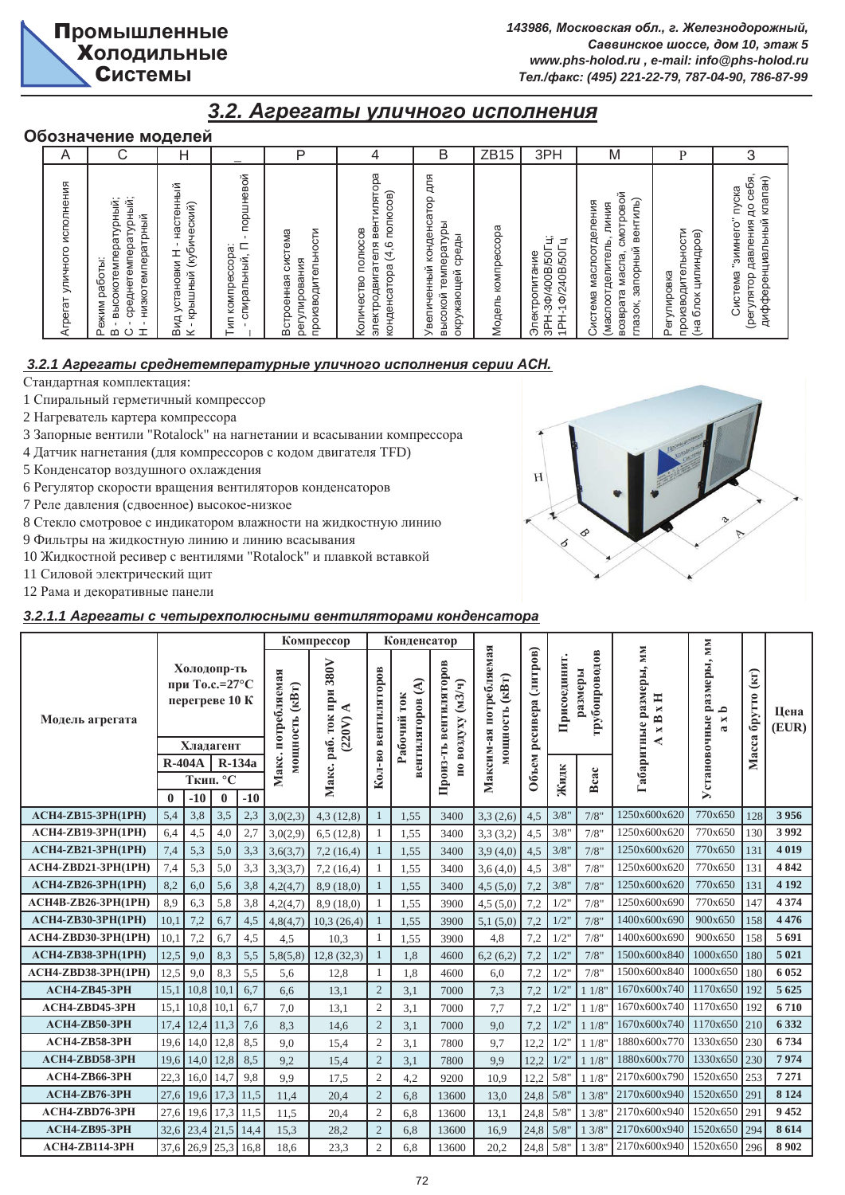Промышленные Холодильные Системы

143986, Московская обл., г. Железнодорожный, Саввинское шоссе, дом 10, этаж 5
www.phs-holod.ru , e-mail: info@phs-holod.ru
Тел./факс: (495) 221-22-79, 787-04-90, 786-87-99

# 3.2. Агрегаты уличного исполнения

## Обозначение моделей

| A | C | H | _ | P | 4 | B | ZB15 | 3PH | M | P | З |
|---|---|---|---|---|---|---|---|---|---|---|---|
| Агрегат уличного исполнения | Режим работы: В - высокотемпературный; С - среднетемпературный; Н - низкотемпературный | Вид установки Н - настенный К - крышный (кубический) | Тип компрессора: _ - спиральный, П - поршневой | Встроенная система регулирования производительности | Количество полюсов электродвигателя вентилятора конденсатора (4,6 полюсов) | Увеличенный конденсатор для высокой температуры окружающей среды | Модель компрессора | Электропитание 3РН-3Ф/400В/50Гц; 1РН-1Ф/240В/50Гц | Система маслоотделения (маслоотделитель, линия возврата масла, смотровой глазок, запорный вентиль) | Регулировка производительности (на блок цилиндров) | Система "зимнего" пуска (регулятор давления до себя, дифференциальный клапан) |

### 3.2.1 Агрегаты среднетемпературные уличного исполнения серии АСН.

Стандартная комплектация:

1 Спиральный герметичный компрессор
2 Нагреватель картера компрессора
3 Запорные вентили "Rotalock" на нагнетании и всасывании компрессора
4 Датчик нагнетания (для компрессоров с кодом двигателя TFD)
5 Конденсатор воздушного охлаждения
6 Регулятор скорости вращения вентиляторов конденсаторов
7 Реле давления (сдвоенное) высокое-низкое
8 Стекло смотровое с индикатором влажности на жидкостную линию
9 Фильтры на жидкостную линию и линию всасывания
10 Жидкостной ресивер с вентилями "Rotalock" и плавкой вставкой
11 Силовой электрический щит
12 Рама и декоративные панели

#### 3.2.1.1 Агрегаты с четырехполюсными вентиляторами конденсатора

| Модель агрегата | Холодопр-ть при То.с.=27°С перегреве 10 К | | | | Компрессор | | Конденсатор | | | Максим-ая потребляемая мощность (кВт) | Объем ресивера (литров) | Присоединит. размеры трубопроводов | | Габаритные размеры, мм А х В х Н | Установочные размеры, мм а х b | Масса брутто (кг) | Цена (EUR) |
|---|---|---|---|---|---|---|---|---|---|---|---|---|---|---|---|---|---|
| | Хладагент | | | | Макс. потребляемая мощность (кВт) | Макс. раб. ток при 380V (220V) А | Кол-во вентиляторов | Рабочий ток вентиляторов (А) | Произ-ть вентиляторов по воздуху (м3/ч) | | | Жидк | Всас | | | | |
| | R-404A | | R-134a | | | | | | | | | | | | | | |
| | Ткип. °С | | | | | | | | | | | | | | | | |
| | 0 | -10 | 0 | -10 | | | | | | | | | | | | | |
| ACH4-ZB15-3PH(1PH) | 5,4 | 3,8 | 3,5 | 2,3 | 3,0(2,3) | 4,3 (12,8) | 1 | 1,55 | 3400 | 3,3 (2,6) | 4,5 | 3/8" | 7/8" | 1250x600x620 | 770x650 | 128 | 3 956 |
| ACH4-ZB19-3PH(1PH) | 6,4 | 4,5 | 4,0 | 2,7 | 3,0(2,9) | 6,5 (12,8) | 1 | 1,55 | 3400 | 3,3 (3,2) | 4,5 | 3/8" | 7/8" | 1250x600x620 | 770x650 | 130 | 3 992 |
| ACH4-ZB21-3PH(1PH) | 7,4 | 5,3 | 5,0 | 3,3 | 3,6(3,7) | 7,2 (16,4) | 1 | 1,55 | 3400 | 3,9 (4,0) | 4,5 | 3/8" | 7/8" | 1250x600x620 | 770x650 | 131 | 4 019 |
| ACH4-ZBD21-3PH(1PH) | 7,4 | 5,3 | 5,0 | 3,3 | 3,3(3,7) | 7,2 (16,4) | 1 | 1,55 | 3400 | 3,6 (4,0) | 4,5 | 3/8" | 7/8" | 1250x600x620 | 770x650 | 131 | 4 842 |
| ACH4-ZB26-3PH(1PH) | 8,2 | 6,0 | 5,6 | 3,8 | 4,2(4,7) | 8,9 (18,0) | 1 | 1,55 | 3400 | 4,5 (5,0) | 7,2 | 3/8" | 7/8" | 1250x600x620 | 770x650 | 131 | 4 192 |
| ACH4B-ZB26-3PH(1PH) | 8,9 | 6,3 | 5,8 | 3,8 | 4,2(4,7) | 8,9 (18,0) | 1 | 1,55 | 3900 | 4,5 (5,0) | 7,2 | 1/2" | 7/8" | 1250x600x690 | 770x650 | 147 | 4 374 |
| ACH4-ZB30-3PH(1PH) | 10,1 | 7,2 | 6,7 | 4,5 | 4,8(4,7) | 10,3 (26,4) | 1 | 1,55 | 3900 | 5,1 (5,0) | 7,2 | 1/2" | 7/8" | 1400x600x690 | 900x650 | 158 | 4 476 |
| ACH4-ZBD30-3PH(1PH) | 10,1 | 7,2 | 6,7 | 4,5 | 4,5 | 10,3 | 1 | 1,55 | 3900 | 4,8 | 7,2 | 1/2" | 7/8" | 1400x600x690 | 900x650 | 158 | 5 691 |
| ACH4-ZB38-3PH(1PH) | 12,5 | 9,0 | 8,3 | 5,5 | 5,8(5,8) | 12,8 (32,3) | 1 | 1,8 | 4600 | 6,2 (6,2) | 7,2 | 1/2" | 7/8" | 1500x600x840 | 1000x650 | 180 | 5 021 |
| ACH4-ZBD38-3PH(1PH) | 12,5 | 9,0 | 8,3 | 5,5 | 5,6 | 12,8 | 1 | 1,8 | 4600 | 6,0 | 7,2 | 1/2" | 7/8" | 1500x600x840 | 1000x650 | 180 | 6 052 |
| ACH4-ZB45-3PH | 15,1 | 10,8 | 10,1 | 6,7 | 6,6 | 13,1 | 2 | 3,1 | 7000 | 7,3 | 7,2 | 1/2" | 1 1/8" | 1670x600x740 | 1170x650 | 192 | 5 625 |
| ACH4-ZBD45-3PH | 15,1 | 10,8 | 10,1 | 6,7 | 7,0 | 13,1 | 2 | 3,1 | 7000 | 7,7 | 7,2 | 1/2" | 1 1/8" | 1670x600x740 | 1170x650 | 192 | 6 710 |
| ACH4-ZB50-3PH | 17,4 | 12,4 | 11,3 | 7,6 | 8,3 | 14,6 | 2 | 3,1 | 7000 | 9,0 | 7,2 | 1/2" | 1 1/8" | 1670x600x740 | 1170x650 | 210 | 6 332 |
| ACH4-ZB58-3PH | 19,6 | 14,0 | 12,8 | 8,5 | 9,0 | 15,4 | 2 | 3,1 | 7800 | 9,7 | 12,2 | 1/2" | 1 1/8" | 1880x600x770 | 1330x650 | 230 | 6 734 |
| ACH4-ZBD58-3PH | 19,6 | 14,0 | 12,8 | 8,5 | 9,2 | 15,4 | 2 | 3,1 | 7800 | 9,9 | 12,2 | 1/2" | 1 1/8" | 1880x600x770 | 1330x650 | 230 | 7 974 |
| ACH4-ZB66-3PH | 22,3 | 16,0 | 14,7 | 9,8 | 9,9 | 17,5 | 2 | 4,2 | 9200 | 10,9 | 12,2 | 5/8" | 1 1/8" | 2170x600x790 | 1520x650 | 253 | 7 271 |
| ACH4-ZB76-3PH | 27,6 | 19,6 | 17,3 | 11,5 | 11,4 | 20,4 | 2 | 6,8 | 13600 | 13,0 | 24,8 | 5/8" | 1 3/8" | 2170x600x940 | 1520x650 | 291 | 8 124 |
| ACH4-ZBD76-3PH | 27,6 | 19,6 | 17,3 | 11,5 | 11,5 | 20,4 | 2 | 6,8 | 13600 | 13,1 | 24,8 | 5/8" | 1 3/8" | 2170x600x940 | 1520x650 | 291 | 9 452 |
| ACH4-ZB95-3PH | 32,6 | 23,4 | 21,5 | 14,4 | 15,3 | 28,2 | 2 | 6,8 | 13600 | 16,9 | 24,8 | 5/8" | 1 3/8" | 2170x600x940 | 1520x650 | 294 | 8 614 |
| ACH4-ZB114-3PH | 37,6 | 26,9 | 25,3 | 16,8 | 18,6 | 23,3 | 2 | 6,8 | 13600 | 20,2 | 24,8 | 5/8" | 1 3/8" | 2170x600x940 | 1520x650 | 296 | 8 902 |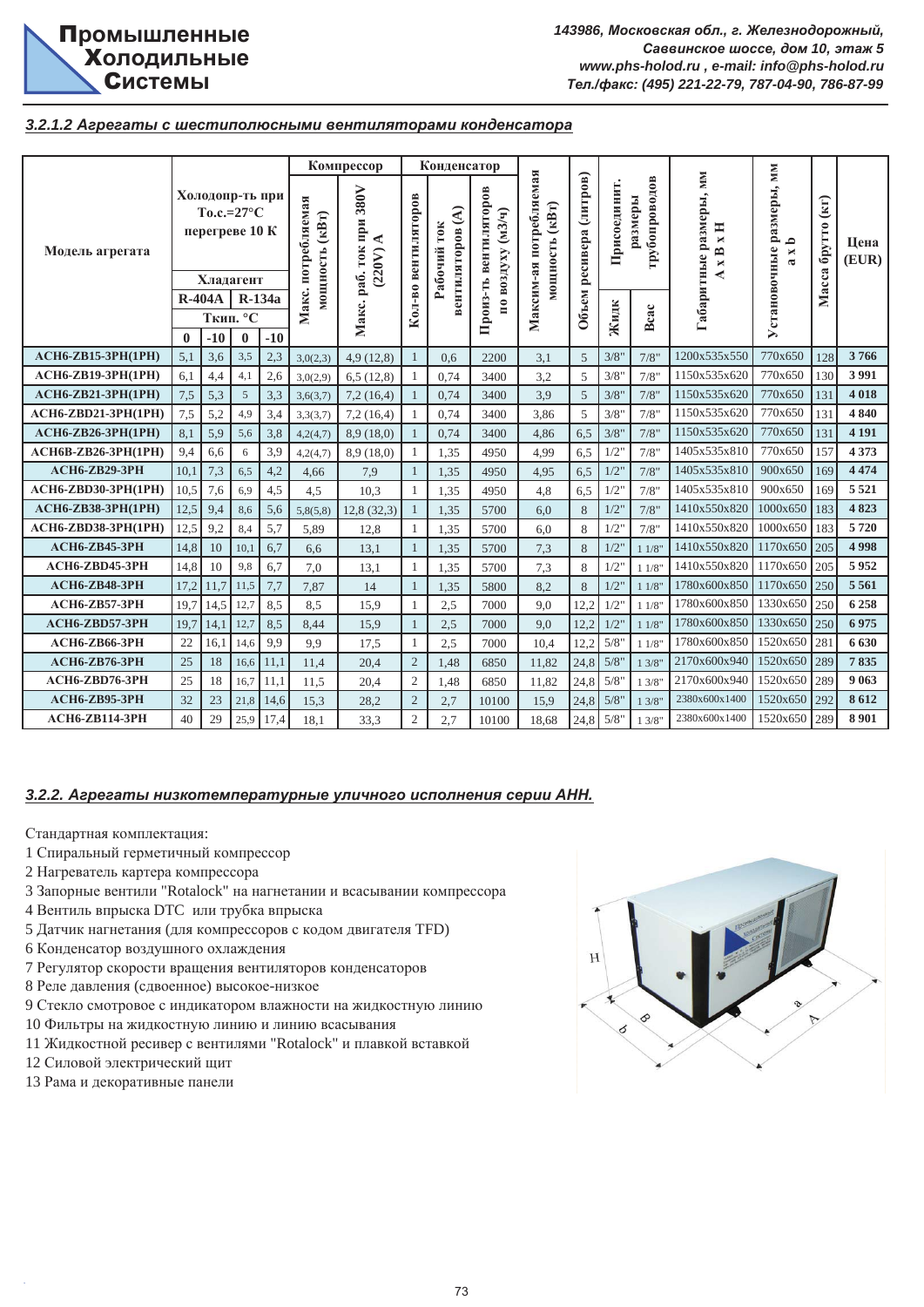### 3.2.1.2 Агрегаты с шестиполюсными вентиляторами конденсатора

| Модель агрегата | Холодопр-ть при То.с.=27°С перегреве 10 К | | | | Компрессор | | Конденсатор | | | Максим-ая потребляемая мощность (кВт) | Объем ресивера (литров) | Присоединит. размеры трубопроводов | | Габаритные размеры, мм А х В х Н | Установочные размеры, мм а х b | Масса брутто (кг) | Цена (EUR) |
|---|---|---|---|---|---|---|---|---|---|---|---|---|---|---|---|---|---|
| | Хладагент | | | | Макс. потребляемая мощность (кВт) | Макс. раб. ток при 380V (220V) А | Кол-во вентиляторов | Рабочий ток вентиляторов (А) | Произ-ть вентиляторов по воздуху (м3/ч) | | | Жидк | Всас | | | | |
| | R-404A | | R-134a | | | | | | | | | | | | | | |
| | Ткип. °С | | | | | | | | | | | | | | | | |
| | 0 | -10 | 0 | -10 | | | | | | | | | | | | | |
| ACH6-ZB15-3PH(1PH) | 5,1 | 3,6 | 3,5 | 2,3 | 3,0(2,3) | 4,9 (12,8) | 1 | 0,6 | 2200 | 3,1 | 5 | 3/8" | 7/8" | 1200x535x550 | 770x650 | 128 | 3 766 |
| ACH6-ZB19-3PH(1PH) | 6,1 | 4,4 | 4,1 | 2,6 | 3,0(2,9) | 6,5 (12,8) | 1 | 0,74 | 3400 | 3,2 | 5 | 3/8" | 7/8" | 1150x535x620 | 770x650 | 130 | 3 991 |
| ACH6-ZB21-3PH(1PH) | 7,5 | 5,3 | 5 | 3,3 | 3,6(3,7) | 7,2 (16,4) | 1 | 0,74 | 3400 | 3,9 | 5 | 3/8" | 7/8" | 1150x535x620 | 770x650 | 131 | 4 018 |
| ACH6-ZBD21-3PH(1PH) | 7,5 | 5,2 | 4,9 | 3,4 | 3,3(3,7) | 7,2 (16,4) | 1 | 0,74 | 3400 | 3,86 | 5 | 3/8" | 7/8" | 1150x535x620 | 770x650 | 131 | 4 840 |
| ACH6-ZB26-3PH(1PH) | 8,1 | 5,9 | 5,6 | 3,8 | 4,2(4,7) | 8,9 (18,0) | 1 | 0,74 | 3400 | 4,86 | 6,5 | 3/8" | 7/8" | 1150x535x620 | 770x650 | 131 | 4 191 |
| ACH6B-ZB26-3PH(1PH) | 9,4 | 6,6 | 6 | 3,9 | 4,2(4,7) | 8,9 (18,0) | 1 | 1,35 | 4950 | 4,99 | 6,5 | 1/2" | 7/8" | 1405x535x810 | 770x650 | 157 | 4 373 |
| ACH6-ZB29-3PH | 10,1 | 7,3 | 6,5 | 4,2 | 4,66 | 7,9 | 1 | 1,35 | 4950 | 4,95 | 6,5 | 1/2" | 7/8" | 1405x535x810 | 900x650 | 169 | 4 474 |
| ACH6-ZBD30-3PH(1PH) | 10,5 | 7,6 | 6,9 | 4,5 | 4,5 | 10,3 | 1 | 1,35 | 4950 | 4,8 | 6,5 | 1/2" | 7/8" | 1405x535x810 | 900x650 | 169 | 5 521 |
| ACH6-ZB38-3PH(1PH) | 12,5 | 9,4 | 8,6 | 5,6 | 5,8(5,8) | 12,8 (32,3) | 1 | 1,35 | 5700 | 6,0 | 8 | 1/2" | 7/8" | 1410x550x820 | 1000x650 | 183 | 4 823 |
| ACH6-ZBD38-3PH(1PH) | 12,5 | 9,2 | 8,4 | 5,7 | 5,89 | 12,8 | 1 | 1,35 | 5700 | 6,0 | 8 | 1/2" | 7/8" | 1410x550x820 | 1000x650 | 183 | 5 720 |
| ACH6-ZB45-3PH | 14,8 | 10 | 10,1 | 6,7 | 6,6 | 13,1 | 1 | 1,35 | 5700 | 7,3 | 8 | 1/2" | 1 1/8" | 1410x550x820 | 1170x650 | 205 | 4 998 |
| ACH6-ZBD45-3PH | 14,8 | 10 | 9,8 | 6,7 | 7,0 | 13,1 | 1 | 1,35 | 5700 | 7,3 | 8 | 1/2" | 1 1/8" | 1410x550x820 | 1170x650 | 205 | 5 952 |
| ACH6-ZB48-3PH | 17,2 | 11,7 | 11,5 | 7,7 | 7,87 | 14 | 1 | 1,35 | 5800 | 8,2 | 8 | 1/2" | 1 1/8" | 1780x600x850 | 1170x650 | 250 | 5 561 |
| ACH6-ZB57-3PH | 19,7 | 14,5 | 12,7 | 8,5 | 8,5 | 15,9 | 1 | 2,5 | 7000 | 9,0 | 12,2 | 1/2" | 1 1/8" | 1780x600x850 | 1330x650 | 250 | 6 258 |
| ACH6-ZBD57-3PH | 19,7 | 14,1 | 12,7 | 8,5 | 8,44 | 15,9 | 1 | 2,5 | 7000 | 9,0 | 12,2 | 1/2" | 1 1/8" | 1780x600x850 | 1330x650 | 250 | 6 975 |
| ACH6-ZB66-3PH | 22 | 16,1 | 14,6 | 9,9 | 9,9 | 17,5 | 1 | 2,5 | 7000 | 10,4 | 12,2 | 5/8" | 1 1/8" | 1780x600x850 | 1520x650 | 281 | 6 630 |
| ACH6-ZB76-3PH | 25 | 18 | 16,6 | 11,1 | 11,4 | 20,4 | 2 | 1,48 | 6850 | 11,82 | 24,8 | 5/8" | 1 3/8" | 2170x600x940 | 1520x650 | 289 | 7 835 |
| ACH6-ZBD76-3PH | 25 | 18 | 16,7 | 11,1 | 11,5 | 20,4 | 2 | 1,48 | 6850 | 11,82 | 24,8 | 5/8" | 1 3/8" | 2170x600x940 | 1520x650 | 289 | 9 063 |
| ACH6-ZB95-3PH | 32 | 23 | 21,8 | 14,6 | 15,3 | 28,2 | 2 | 2,7 | 10100 | 15,9 | 24,8 | 5/8" | 1 3/8" | 2380x600x1400 | 1520x650 | 292 | 8 612 |
| ACH6-ZB114-3PH | 40 | 29 | 25,9 | 17,4 | 18,1 | 33,3 | 2 | 2,7 | 10100 | 18,68 | 24,8 | 5/8" | 1 3/8" | 2380x600x1400 | 1520x650 | 289 | 8 901 |

### 3.2.2. Агрегаты низкотемпературные уличного исполнения серии АНН.

Стандартная комплектация:

1 Спиральный герметичный компрессор
2 Нагреватель картера компрессора
3 Запорные вентили "Rotalock" на нагнетании и всасывании компрессора
4 Вентиль впрыска DTC или трубка впрыска
5 Датчик нагнетания (для компрессоров с кодом двигателя TFD)
6 Конденсатор воздушного охлаждения
7 Регулятор скорости вращения вентиляторов конденсаторов
8 Реле давления (сдвоенное) высокое-низкое
9 Стекло смотровое с индикатором влажности на жидкостную линию
10 Фильтры на жидкостную линию и линию всасывания
11 Жидкостной ресивер с вентилями "Rotalock" и плавкой вставкой
12 Силовой электрический щит
13 Рама и декоративные панели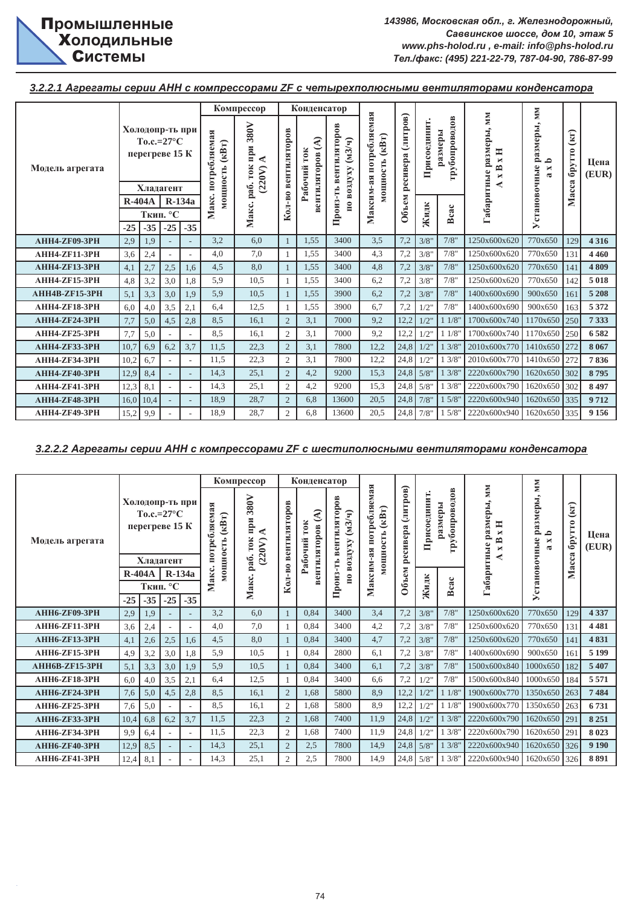### 3.2.2.1 Агрегаты серии АНН с компрессорами ZF с четырехполюсными вентиляторами конденсатора

| Модель агрегата | Холодопр-ть при То.с.=27°С перегреве 15 К, Хладагент R-404A, Ткип. °С -25 | R-404A -35 | R-134a -25 | R-134a -35 | Компрессор: Макс. потребляемая мощность (кВт) | Компрессор: Макс. раб. ток при 380V (220V) А | Конденсатор: Кол-во вентиляторов | Конденсатор: Рабочий ток вентиляторов (А) | Конденсатор: Произ-ть вентиляторов по воздуху (м3/ч) | Максим-ая потребляемая мощность (кВт) | Объем ресивера (литров) | Присоединит. размеры трубопроводов: Жидк | Присоединит. размеры трубопроводов: Всас | Габаритные размеры, мм А х В х Н | Установочные размеры, мм a x b | Масса брутто (кг) | Цена (EUR) |
|---|---|---|---|---|---|---|---|---|---|---|---|---|---|---|---|---|---|
| AHH4-ZF09-3PH | 2,9 | 1,9 | - | - | 3,2 | 6,0 | 1 | 1,55 | 3400 | 3,5 | 7,2 | 3/8" | 7/8" | 1250x600x620 | 770x650 | 129 | 4 316 |
| AHH4-ZF11-3PH | 3,6 | 2,4 | - | - | 4,0 | 7,0 | 1 | 1,55 | 3400 | 4,3 | 7,2 | 3/8" | 7/8" | 1250x600x620 | 770x650 | 131 | 4 460 |
| AHH4-ZF13-3PH | 4,1 | 2,7 | 2,5 | 1,6 | 4,5 | 8,0 | 1 | 1,55 | 3400 | 4,8 | 7,2 | 3/8" | 7/8" | 1250x600x620 | 770x650 | 141 | 4 809 |
| AHH4-ZF15-3PH | 4,8 | 3,2 | 3,0 | 1,8 | 5,9 | 10,5 | 1 | 1,55 | 3400 | 6,2 | 7,2 | 3/8" | 7/8" | 1250x600x620 | 770x650 | 142 | 5 018 |
| AHH4B-ZF15-3PH | 5,1 | 3,3 | 3,0 | 1,9 | 5,9 | 10,5 | 1 | 1,55 | 3900 | 6,2 | 7,2 | 3/8" | 7/8" | 1400x600x690 | 900x650 | 161 | 5 208 |
| AHH4-ZF18-3PH | 6,0 | 4,0 | 3,5 | 2,1 | 6,4 | 12,5 | 1 | 1,55 | 3900 | 6,7 | 7,2 | 1/2" | 7/8" | 1400x600x690 | 900x650 | 163 | 5 372 |
| AHH4-ZF24-3PH | 7,7 | 5,0 | 4,5 | 2,8 | 8,5 | 16,1 | 2 | 3,1 | 7000 | 9,2 | 12,2 | 1/2" | 1 1/8" | 1700x600x740 | 1170x650 | 250 | 7 333 |
| AHH4-ZF25-3PH | 7,7 | 5,0 | - | - | 8,5 | 16,1 | 2 | 3,1 | 7000 | 9,2 | 12,2 | 1/2" | 1 1/8" | 1700x600x740 | 1170x650 | 250 | 6 582 |
| AHH4-ZF33-3PH | 10,7 | 6,9 | 6,2 | 3,7 | 11,5 | 22,3 | 2 | 3,1 | 7800 | 12,2 | 24,8 | 1/2" | 1 3/8" | 2010x600x770 | 1410x650 | 272 | 8 067 |
| AHH4-ZF34-3PH | 10,2 | 6,7 | - | - | 11,5 | 22,3 | 2 | 3,1 | 7800 | 12,2 | 24,8 | 1/2" | 1 3/8" | 2010x600x770 | 1410x650 | 272 | 7 836 |
| AHH4-ZF40-3PH | 12,9 | 8,4 | - | - | 14,3 | 25,1 | 2 | 4,2 | 9200 | 15,3 | 24,8 | 5/8" | 1 3/8" | 2220x600x790 | 1620x650 | 302 | 8 795 |
| AHH4-ZF41-3PH | 12,3 | 8,1 | - | - | 14,3 | 25,1 | 2 | 4,2 | 9200 | 15,3 | 24,8 | 5/8" | 1 3/8" | 2220x600x790 | 1620x650 | 302 | 8 497 |
| AHH4-ZF48-3PH | 16,0 | 10,4 | - | - | 18,9 | 28,7 | 2 | 6,8 | 13600 | 20,5 | 24,8 | 7/8" | 1 5/8" | 2220x600x940 | 1620x650 | 335 | 9 712 |
| AHH4-ZF49-3PH | 15,2 | 9,9 | - | - | 18,9 | 28,7 | 2 | 6,8 | 13600 | 20,5 | 24,8 | 7/8" | 1 5/8" | 2220x600x940 | 1620x650 | 335 | 9 156 |

### 3.2.2.2 Агрегаты серии АНН с компрессорами ZF с шестиполюсными вентиляторами конденсатора

| Модель агрегата | Холодопр-ть при То.с.=27°С перегреве 15 К, Хладагент R-404A, Ткип. °С -25 | R-404A -35 | R-134a -25 | R-134a -35 | Компрессор: Макс. потребляемая мощность (кВт) | Компрессор: Макс. раб. ток при 380V (220V) А | Конденсатор: Кол-во вентиляторов | Конденсатор: Рабочий ток вентиляторов (А) | Конденсатор: Произ-ть вентиляторов по воздуху (м3/ч) | Максим-ая потребляемая мощность (кВт) | Объем ресивера (литров) | Присоединит. размеры трубопроводов: Жидк | Присоединит. размеры трубопроводов: Всас | Габаритные размеры, мм А х В х Н | Установочные размеры, мм a x b | Масса брутто (кг) | Цена (EUR) |
|---|---|---|---|---|---|---|---|---|---|---|---|---|---|---|---|---|---|
| AHH6-ZF09-3PH | 2,9 | 1,9 | - | - | 3,2 | 6,0 | 1 | 0,84 | 3400 | 3,4 | 7,2 | 3/8" | 7/8" | 1250x600x620 | 770x650 | 129 | 4 337 |
| AHH6-ZF11-3PH | 3,6 | 2,4 | - | - | 4,0 | 7,0 | 1 | 0,84 | 3400 | 4,2 | 7,2 | 3/8" | 7/8" | 1250x600x620 | 770x650 | 131 | 4 481 |
| AHH6-ZF13-3PH | 4,1 | 2,6 | 2,5 | 1,6 | 4,5 | 8,0 | 1 | 0,84 | 3400 | 4,7 | 7,2 | 3/8" | 7/8" | 1250x600x620 | 770x650 | 141 | 4 831 |
| AHH6-ZF15-3PH | 4,9 | 3,2 | 3,0 | 1,8 | 5,9 | 10,5 | 1 | 0,84 | 2800 | 6,1 | 7,2 | 3/8" | 7/8" | 1400x600x690 | 900x650 | 161 | 5 199 |
| AHH6B-ZF15-3PH | 5,1 | 3,3 | 3,0 | 1,9 | 5,9 | 10,5 | 1 | 0,84 | 3400 | 6,1 | 7,2 | 3/8" | 7/8" | 1500x600x840 | 1000x650 | 182 | 5 407 |
| AHH6-ZF18-3PH | 6,0 | 4,0 | 3,5 | 2,1 | 6,4 | 12,5 | 1 | 0,84 | 3400 | 6,6 | 7,2 | 1/2" | 7/8" | 1500x600x840 | 1000x650 | 184 | 5 571 |
| AHH6-ZF24-3PH | 7,6 | 5,0 | 4,5 | 2,8 | 8,5 | 16,1 | 2 | 1,68 | 5800 | 8,9 | 12,2 | 1/2" | 1 1/8" | 1900x600x770 | 1350x650 | 263 | 7 484 |
| AHH6-ZF25-3PH | 7,6 | 5,0 | - | - | 8,5 | 16,1 | 2 | 1,68 | 5800 | 8,9 | 12,2 | 1/2" | 1 1/8" | 1900x600x770 | 1350x650 | 263 | 6 731 |
| AHH6-ZF33-3PH | 10,4 | 6,8 | 6,2 | 3,7 | 11,5 | 22,3 | 2 | 1,68 | 7400 | 11,9 | 24,8 | 1/2" | 1 3/8" | 2220x600x790 | 1620x650 | 291 | 8 251 |
| AHH6-ZF34-3PH | 9,9 | 6,4 | - | - | 11,5 | 22,3 | 2 | 1,68 | 7400 | 11,9 | 24,8 | 1/2" | 1 3/8" | 2220x600x790 | 1620x650 | 291 | 8 023 |
| AHH6-ZF40-3PH | 12,9 | 8,5 | - | - | 14,3 | 25,1 | 2 | 2,5 | 7800 | 14,9 | 24,8 | 5/8" | 1 3/8" | 2220x600x940 | 1620x650 | 326 | 9 190 |
| AHH6-ZF41-3PH | 12,4 | 8,1 | - | - | 14,3 | 25,1 | 2 | 2,5 | 7800 | 14,9 | 24,8 | 5/8" | 1 3/8" | 2220x600x940 | 1620x650 | 326 | 8 891 |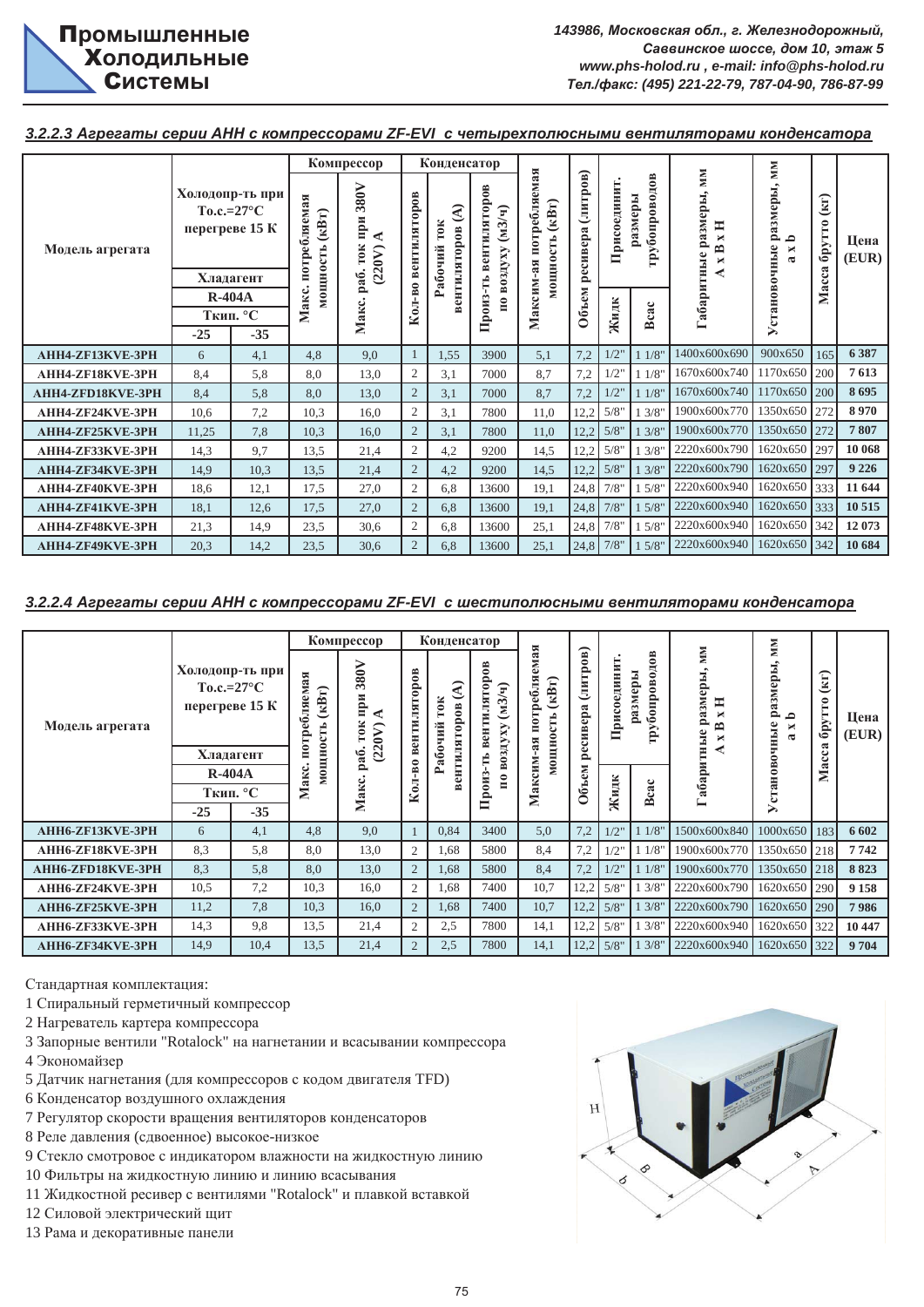### 3.2.2.3 Агрегаты серии АНН с компрессорами ZF-EVI с четырехполюсными вентиляторами конденсатора

| Модель агрегата | Холодопр-ть при То.с.=27°С перегреве 15 К, Хладагент R-404A, Ткип. °С | | Компрессор | | Конденсатор | | | Максим-ая потребляемая мощность (кВт) | Объем ресивера (литров) | Присоединит. размеры трубопроводов | | Габаритные размеры, мм А x В x Н | Установочные размеры, мм a x b | Масса брутто (кг) | Цена (EUR) |
|---|---|---|---|---|---|---|---|---|---|---|---|---|---|---|---|
| | -25 | -35 | Макс. потребляемая мощность (кВт) | Макс. раб. ток при 380V (220V) А | Кол-во вентиляторов | Рабочий ток вентиляторов (А) | Произ-ть вентиляторов по воздуху (м3/ч) | | | Жидк | Всас | | | | |
| AHH4-ZF13KVE-3PH | 6 | 4,1 | 4,8 | 9,0 | 1 | 1,55 | 3900 | 5,1 | 7,2 | 1/2" | 1 1/8" | 1400x600x690 | 900x650 | 165 | 6 387 |
| AHH4-ZF18KVE-3PH | 8,4 | 5,8 | 8,0 | 13,0 | 2 | 3,1 | 7000 | 8,7 | 7,2 | 1/2" | 1 1/8" | 1670x600x740 | 1170x650 | 200 | 7 613 |
| AHH4-ZFD18KVE-3PH | 8,4 | 5,8 | 8,0 | 13,0 | 2 | 3,1 | 7000 | 8,7 | 7,2 | 1/2" | 1 1/8" | 1670x600x740 | 1170x650 | 200 | 8 695 |
| AHH4-ZF24KVE-3PH | 10,6 | 7,2 | 10,3 | 16,0 | 2 | 3,1 | 7800 | 11,0 | 12,2 | 5/8" | 1 3/8" | 1900x600x770 | 1350x650 | 272 | 8 970 |
| AHH4-ZF25KVE-3PH | 11,25 | 7,8 | 10,3 | 16,0 | 2 | 3,1 | 7800 | 11,0 | 12,2 | 5/8" | 1 3/8" | 1900x600x770 | 1350x650 | 272 | 7 807 |
| AHH4-ZF33KVE-3PH | 14,3 | 9,7 | 13,5 | 21,4 | 2 | 4,2 | 9200 | 14,5 | 12,2 | 5/8" | 1 3/8" | 2220x600x790 | 1620x650 | 297 | 10 068 |
| AHH4-ZF34KVE-3PH | 14,9 | 10,3 | 13,5 | 21,4 | 2 | 4,2 | 9200 | 14,5 | 12,2 | 5/8" | 1 3/8" | 2220x600x790 | 1620x650 | 297 | 9 226 |
| AHH4-ZF40KVE-3PH | 18,6 | 12,1 | 17,5 | 27,0 | 2 | 6,8 | 13600 | 19,1 | 24,8 | 7/8" | 1 5/8" | 2220x600x940 | 1620x650 | 333 | 11 644 |
| AHH4-ZF41KVE-3PH | 18,1 | 12,6 | 17,5 | 27,0 | 2 | 6,8 | 13600 | 19,1 | 24,8 | 7/8" | 1 5/8" | 2220x600x940 | 1620x650 | 333 | 10 515 |
| AHH4-ZF48KVE-3PH | 21,3 | 14,9 | 23,5 | 30,6 | 2 | 6,8 | 13600 | 25,1 | 24,8 | 7/8" | 1 5/8" | 2220x600x940 | 1620x650 | 342 | 12 073 |
| AHH4-ZF49KVE-3PH | 20,3 | 14,2 | 23,5 | 30,6 | 2 | 6,8 | 13600 | 25,1 | 24,8 | 7/8" | 1 5/8" | 2220x600x940 | 1620x650 | 342 | 10 684 |

### 3.2.2.4 Агрегаты серии АНН с компрессорами ZF-EVI с шестиполюсными вентиляторами конденсатора

| Модель агрегата | Холодопр-ть при То.с.=27°С перегреве 15 К, Хладагент R-404A, Ткип. °С | | Компрессор | | Конденсатор | | | Максим-ая потребляемая мощность (кВт) | Объем ресивера (литров) | Присоединит. размеры трубопроводов | | Габаритные размеры, мм А x В x Н | Установочные размеры, мм a x b | Масса брутто (кг) | Цена (EUR) |
|---|---|---|---|---|---|---|---|---|---|---|---|---|---|---|---|
| | -25 | -35 | Макс. потребляемая мощность (кВт) | Макс. раб. ток при 380V (220V) А | Кол-во вентиляторов | Рабочий ток вентиляторов (А) | Произ-ть вентиляторов по воздуху (м3/ч) | | | Жидк | Всас | | | | |
| AHH6-ZF13KVE-3PH | 6 | 4,1 | 4,8 | 9,0 | 1 | 0,84 | 3400 | 5,0 | 7,2 | 1/2" | 1 1/8" | 1500x600x840 | 1000x650 | 183 | 6 602 |
| AHH6-ZF18KVE-3PH | 8,3 | 5,8 | 8,0 | 13,0 | 2 | 1,68 | 5800 | 8,4 | 7,2 | 1/2" | 1 1/8" | 1900x600x770 | 1350x650 | 218 | 7 742 |
| AHH6-ZFD18KVE-3PH | 8,3 | 5,8 | 8,0 | 13,0 | 2 | 1,68 | 5800 | 8,4 | 7,2 | 1/2" | 1 1/8" | 1900x600x770 | 1350x650 | 218 | 8 823 |
| AHH6-ZF24KVE-3PH | 10,5 | 7,2 | 10,3 | 16,0 | 2 | 1,68 | 7400 | 10,7 | 12,2 | 5/8" | 1 3/8" | 2220x600x790 | 1620x650 | 290 | 9 158 |
| AHH6-ZF25KVE-3PH | 11,2 | 7,8 | 10,3 | 16,0 | 2 | 1,68 | 7400 | 10,7 | 12,2 | 5/8" | 1 3/8" | 2220x600x790 | 1620x650 | 290 | 7 986 |
| AHH6-ZF33KVE-3PH | 14,3 | 9,8 | 13,5 | 21,4 | 2 | 2,5 | 7800 | 14,1 | 12,2 | 5/8" | 1 3/8" | 2220x600x940 | 1620x650 | 322 | 10 447 |
| AHH6-ZF34KVE-3PH | 14,9 | 10,4 | 13,5 | 21,4 | 2 | 2,5 | 7800 | 14,1 | 12,2 | 5/8" | 1 3/8" | 2220x600x940 | 1620x650 | 322 | 9 704 |

Стандартная комплектация:

1 Спиральный герметичный компрессор
2 Нагреватель картера компрессора
3 Запорные вентили "Rotalock" на нагнетании и всасывании компрессора
4 Экономайзер
5 Датчик нагнетания (для компрессоров с кодом двигателя TFD)
6 Конденсатор воздушного охлаждения
7 Регулятор скорости вращения вентиляторов конденсаторов
8 Реле давления (сдвоенное) высокое-низкое
9 Стекло смотровое с индикатором влажности на жидкостную линию
10 Фильтры на жидкостную линию и линию всасывания
11 Жидкостной ресивер с вентилями "Rotalock" и плавкой вставкой
12 Силовой электрический щит
13 Рама и декоративные панели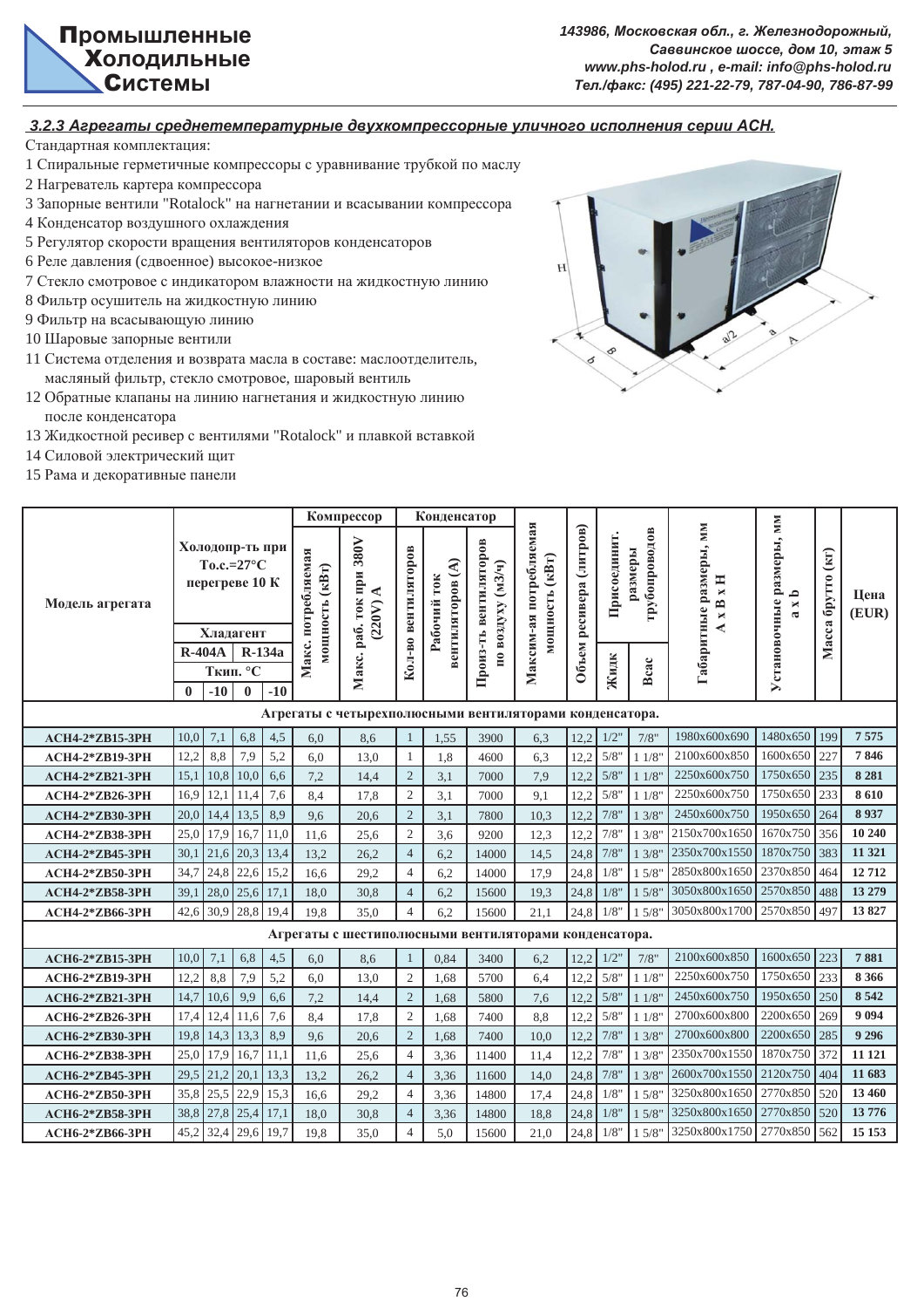Промышленные Холодильные Системы

143986, Московская обл., г. Железнодорожный, Саввинское шоссе, дом 10, этаж 5
www.phs-holod.ru , e-mail: info@phs-holod.ru
Тел./факс: (495) 221-22-79, 787-04-90, 786-87-99

### 3.2.3 Агрегаты среднетемпературные двухкомпрессорные уличного исполнения серии АСН.

Стандартная комплектация:

1 Спиральные герметичные компрессоры с уравнивание трубкой по маслу
2 Нагреватель картера компрессора
3 Запорные вентили "Rotalock" на нагнетании и всасывании компрессора
4 Конденсатор воздушного охлаждения
5 Регулятор скорости вращения вентиляторов конденсаторов
6 Реле давления (сдвоенное) высокое-низкое
7 Стекло смотровое с индикатором влажности на жидкостную линию
8 Фильтр осушитель на жидкостную линию
9 Фильтр на всасывающую линию
10 Шаровые запорные вентили
11 Система отделения и возврата масла в составе: маслоотделитель, масляный фильтр, стекло смотровое, шаровый вентиль
12 Обратные клапаны на линию нагнетания и жидкостную линию после конденсатора
13 Жидкостной ресивер с вентилями "Rotalock" и плавкой вставкой
14 Силовой электрический щит
15 Рама и декоративные панели

| Модель агрегата | Холодопр-ть при То.с.=27°С перегреве 10 К, Хладагент R-404A, Ткип. °С 0 | R-404A -10 | R-134a 0 | R-134a -10 | Компрессор: Макс. потребляемая мощность (кВт) | Компрессор: Макс. раб. ток при 380V (220V) А | Конденсатор: Кол-во вентиляторов | Конденсатор: Рабочий ток вентиляторов (А) | Конденсатор: Произ-ть вентиляторов по воздуху (м3/ч) | Максим-ая потребляемая мощность (кВт) | Объем ресивера (литров) | Присоедин. размеры трубопроводов: Жидк | Присоедин. размеры трубопроводов: Всас | Габаритные размеры, мм А х В х Н | Установочные размеры, мм a x b | Масса брутто (кг) | Цена (EUR) |
|---|---|---|---|---|---|---|---|---|---|---|---|---|---|---|---|---|---|
| **Агрегаты с четырехполюсными вентиляторами конденсатора.** | | | | | | | | | | | | | | | | | |
| ACH4-2*ZB15-3PH | 10,0 | 7,1 | 6,8 | 4,5 | 6,0 | 8,6 | 1 | 1,55 | 3900 | 6,3 | 12,2 | 1/2" | 7/8" | 1980x600x690 | 1480x650 | 199 | 7 575 |
| ACH4-2*ZB19-3PH | 12,2 | 8,8 | 7,9 | 5,2 | 6,0 | 13,0 | 1 | 1,8 | 4600 | 6,3 | 12,2 | 5/8" | 1 1/8" | 2100x600x850 | 1600x650 | 227 | 7 846 |
| ACH4-2*ZB21-3PH | 15,1 | 10,8 | 10,0 | 6,6 | 7,2 | 14,4 | 2 | 3,1 | 7000 | 7,9 | 12,2 | 5/8" | 1 1/8" | 2250x600x750 | 1750x650 | 235 | 8 281 |
| ACH4-2*ZB26-3PH | 16,9 | 12,1 | 11,4 | 7,6 | 8,4 | 17,8 | 2 | 3,1 | 7000 | 9,1 | 12,2 | 5/8" | 1 1/8" | 2250x600x750 | 1750x650 | 233 | 8 610 |
| ACH4-2*ZB30-3PH | 20,0 | 14,4 | 13,5 | 8,9 | 9,6 | 20,6 | 2 | 3,1 | 7800 | 10,3 | 12,2 | 7/8" | 1 3/8" | 2450x600x750 | 1950x650 | 264 | 8 937 |
| ACH4-2*ZB38-3PH | 25,0 | 17,9 | 16,7 | 11,0 | 11,6 | 25,6 | 2 | 3,6 | 9200 | 12,3 | 12,2 | 7/8" | 1 3/8" | 2150x700x1650 | 1670x750 | 356 | 10 240 |
| ACH4-2*ZB45-3PH | 30,1 | 21,6 | 20,3 | 13,4 | 13,2 | 26,2 | 4 | 6,2 | 14000 | 14,5 | 24,8 | 7/8" | 1 3/8" | 2350x700x1550 | 1870x750 | 383 | 11 321 |
| ACH4-2*ZB50-3PH | 34,7 | 24,8 | 22,6 | 15,2 | 16,6 | 29,2 | 4 | 6,2 | 14000 | 17,9 | 24,8 | 1/8" | 1 5/8" | 2850x800x1650 | 2370x850 | 464 | 12 712 |
| ACH4-2*ZB58-3PH | 39,1 | 28,0 | 25,6 | 17,1 | 18,0 | 30,8 | 4 | 6,2 | 15600 | 19,3 | 24,8 | 1/8" | 1 5/8" | 3050x800x1650 | 2570x850 | 488 | 13 279 |
| ACH4-2*ZB66-3PH | 42,6 | 30,9 | 28,8 | 19,4 | 19,8 | 35,0 | 4 | 6,2 | 15600 | 21,1 | 24,8 | 1/8" | 1 5/8" | 3050x800x1700 | 2570x850 | 497 | 13 827 |
| **Агрегаты с шестиполюсными вентиляторами конденсатора.** | | | | | | | | | | | | | | | | | |
| ACH6-2*ZB15-3PH | 10,0 | 7,1 | 6,8 | 4,5 | 6,0 | 8,6 | 1 | 0,84 | 3400 | 6,2 | 12,2 | 1/2" | 7/8" | 2100x600x850 | 1600x650 | 223 | 7 881 |
| ACH6-2*ZB19-3PH | 12,2 | 8,8 | 7,9 | 5,2 | 6,0 | 13,0 | 2 | 1,68 | 5700 | 6,4 | 12,2 | 5/8" | 1 1/8" | 2250x600x750 | 1750x650 | 233 | 8 366 |
| ACH6-2*ZB21-3PH | 14,7 | 10,6 | 9,9 | 6,6 | 7,2 | 14,4 | 2 | 1,68 | 5800 | 7,6 | 12,2 | 5/8" | 1 1/8" | 2450x600x750 | 1950x650 | 250 | 8 542 |
| ACH6-2*ZB26-3PH | 17,4 | 12,4 | 11,6 | 7,6 | 8,4 | 17,8 | 2 | 1,68 | 7400 | 8,8 | 12,2 | 5/8" | 1 1/8" | 2700x600x800 | 2200x650 | 269 | 9 094 |
| ACH6-2*ZB30-3PH | 19,8 | 14,3 | 13,3 | 8,9 | 9,6 | 20,6 | 2 | 1,68 | 7400 | 10,0 | 12,2 | 7/8" | 1 3/8" | 2700x600x800 | 2200x650 | 285 | 9 296 |
| ACH6-2*ZB38-3PH | 25,0 | 17,9 | 16,7 | 11,0 | 11,6 | 25,6 | 4 | 3,36 | 11400 | 11,4 | 12,2 | 7/8" | 1 3/8" | 2350x700x1550 | 1870x750 | 372 | 11 121 |
| ACH6-2*ZB45-3PH | 29,5 | 21,2 | 20,1 | 13,3 | 13,2 | 26,2 | 4 | 3,36 | 11600 | 14,0 | 24,8 | 7/8" | 1 3/8" | 2600x700x1550 | 2120x750 | 404 | 11 683 |
| ACH6-2*ZB50-3PH | 35,8 | 25,5 | 22,9 | 15,3 | 16,6 | 29,2 | 4 | 3,36 | 14800 | 17,4 | 24,8 | 1/8" | 1 5/8" | 3250x800x1650 | 2770x850 | 520 | 13 460 |
| ACH6-2*ZB58-3PH | 38,8 | 27,8 | 25,4 | 17,1 | 18,0 | 30,8 | 4 | 3,36 | 14800 | 18,8 | 24,8 | 1/8" | 1 5/8" | 3250x800x1650 | 2770x850 | 520 | 13 776 |
| ACH6-2*ZB66-3PH | 45,2 | 32,4 | 29,6 | 19,7 | 19,8 | 35,0 | 4 | 5,0 | 15600 | 21,0 | 24,8 | 1/8" | 1 5/8" | 3250x800x1750 | 2770x850 | 562 | 15 153 |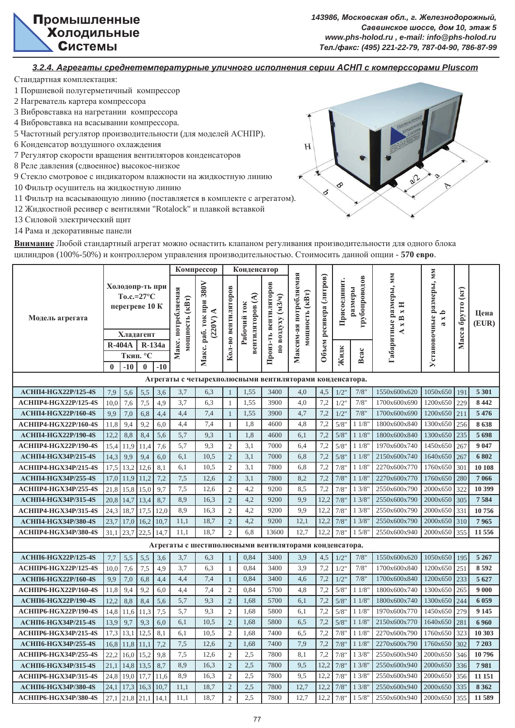### 3.2.4. Агрегаты среднетемпературные уличного исполнения серии АСНП с компрессорами Pluscom

Стандартная комплектация:

1 Поршневой полугерметичный компрессор
2 Нагреватель картера компрессора
3 Вибровставка на нагретании компрессора
4 Вибровставка на всасывании компрессора.
5 Частотный регулятор производительности (для моделей АСНПР).
6 Конденсатор воздушного охлаждения
7 Регулятор скорости вращения вентиляторов конденсаторов
8 Реле давления (сдвоенное) высокое-низкое
9 Стекло смотровое с индикатором влажности на жидкостную линию
10 Фильтр осушитель на жидкостную линию
11 Фильтр на всасывающую линию (поставляется в комплекте с агрегатом).
12 Жидкостной ресивер с вентилями "Rotalock" и плавкой вставкой
13 Силовой электрический щит
14 Рама и декоративные панели

**Внимание** Любой стандартный агрегат можно оснастить клапаном регуливания производительности для одного блока цилиндров (100%-50%) и контроллером управления производительностью. Стоимосить данной опции - **570 евро**.

| Модель агрегата | Холодопр-ть при То.с.=27°С перегреве 10 К, Хладагент R-404A, Ткип. °С 0 | R-404A -10 | R-134a 0 | R-134a -10 | Компрессор: Макс. потребляемая мощность (кВт) | Компрессор: Макс. раб. ток при 380V (220V) А | Конденсатор: Кол-во вентиляторов | Конденсатор: Рабочий ток вентиляторов (А) | Конденсатор: Произ-ть вентиляторов по воздуху (м3/ч) | Максим-ая потребляемая мощность (кВт) | Объем ресивера (литров) | Присоединит. размеры трубопроводов: Жидк | Всас | Габаритные размеры, мм А х В х Н | Установочные размеры, мм а х b | Масса брутто (кг) | Цена (EUR) |
|---|---|---|---|---|---|---|---|---|---|---|---|---|---|---|---|---|---|
| **Агрегаты с четырехполюсными вентиляторами конденсатора.** | | | | | | | | | | | | | | | | | |
| АСНП4-HGX22P/125-4S | 7,9 | 5,6 | 5,5 | 3,6 | 3,7 | 6,3 | 1 | 1,55 | 3400 | 4,0 | 4,5 | 1/2" | 7/8" | 1550x600x620 | 1050x650 | 191 | 5 301 |
| АСНПР4-HGX22P/125-4S | 10,0 | 7,6 | 7,5 | 4,9 | 3,7 | 6,3 | 1 | 1,55 | 3900 | 4,0 | 7,2 | 1/2" | 7/8" | 1700x600x690 | 1200x650 | 229 | 8 442 |
| АСНП4-HGX22P/160-4S | 9,9 | 7,0 | 6,8 | 4,4 | 4,4 | 7,4 | 1 | 1,55 | 3900 | 4,7 | 7,2 | 1/2" | 7/8" | 1700x600x690 | 1200x650 | 211 | 5 476 |
| АСНПР4-HGX22P/160-4S | 11,8 | 9,4 | 9,2 | 6,0 | 4,4 | 7,4 | 1 | 1,8 | 4600 | 4,8 | 7,2 | 5/8" | 1 1/8" | 1800x600x840 | 1300x650 | 256 | 8 638 |
| АСНП4-HGX22P/190-4S | 12,2 | 8,8 | 8,4 | 5,6 | 5,7 | 9,3 | 1 | 1,8 | 4600 | 6,1 | 7,2 | 5/8" | 1 1/8" | 1800x600x840 | 1300x650 | 235 | 5 698 |
| АСНПР4-HGX22P/190-4S | 15,4 | 11,9 | 11,4 | 7,6 | 5,7 | 9,3 | 2 | 3,1 | 7000 | 6,4 | 7,2 | 5/8" | 1 1/8" | 1970x600x740 | 1450x650 | 267 | 9 047 |
| АСНП4-HGX34P/215-4S | 14,3 | 9,9 | 9,4 | 6,0 | 6,1 | 10,5 | 2 | 3,1 | 7000 | 6,8 | 7,2 | 5/8" | 1 1/8" | 2150x600x740 | 1640x650 | 267 | 6 802 |
| АСНПР4-HGX34P/215-4S | 17,5 | 13,2 | 12,6 | 8,1 | 6,1 | 10,5 | 2 | 3,1 | 7800 | 6,8 | 7,2 | 7/8" | 1 1/8" | 2270x600x770 | 1760x650 | 301 | 10 108 |
| АСНП4-HGX34P/255-4S | 17,0 | 11,9 | 11,2 | 7,2 | 7,5 | 12,6 | 2 | 3,1 | 7800 | 8,2 | 7,2 | 7/8" | 1 1/8" | 2270x600x770 | 1760x650 | 280 | 7 066 |
| АСНПР4-HGX34P/255-4S | 21,8 | 15,8 | 15,0 | 9,7 | 7,5 | 12,6 | 2 | 4,2 | 9200 | 8,5 | 7,2 | 7/8" | 1 3/8" | 2550x600x790 | 2000x650 | 322 | 10 399 |
| АСНП4-HGX34P/315-4S | 20,8 | 14,7 | 13,4 | 8,7 | 8,9 | 16,3 | 2 | 4,2 | 9200 | 9,9 | 12,2 | 7/8" | 1 3/8" | 2550x600x790 | 2000x650 | 305 | 7 584 |
| АСНПР4-HGX34P/315-4S | 24,3 | 18,7 | 17,5 | 12,0 | 8,9 | 16,3 | 2 | 4,2 | 9200 | 9,9 | 12,2 | 7/8" | 1 3/8" | 2550x600x790 | 2000x650 | 331 | 10 756 |
| АСНП4-HGX34P/380-4S | 23,7 | 17,0 | 16,2 | 10,7 | 11,1 | 18,7 | 2 | 4,2 | 9200 | 12,1 | 12,2 | 7/8" | 1 3/8" | 2550x600x790 | 2000x650 | 310 | 7 965 |
| АСНПР4-HGX34P/380-4S | 31,1 | 23,7 | 22,5 | 14,7 | 11,1 | 18,7 | 2 | 6,8 | 13600 | 12,7 | 12,2 | 7/8" | 1 5/8" | 2550x600x940 | 2000x650 | 355 | 11 556 |
| **Агрегаты с шестиполюсными вентиляторами конденсатора.** | | | | | | | | | | | | | | | | | |
| АСНП6-HGX22P/125-4S | 7,7 | 5,5 | 5,5 | 3,6 | 3,7 | 6,3 | 1 | 0,84 | 3400 | 3,9 | 4,5 | 1/2" | 7/8" | 1550x600x620 | 1050x650 | 195 | 5 267 |
| АСНПР6-HGX22P/125-4S | 10,0 | 7,6 | 7,5 | 4,9 | 3,7 | 6,3 | 1 | 0,84 | 3400 | 3,9 | 7,2 | 1/2" | 7/8" | 1700x600x840 | 1200x650 | 251 | 8 592 |
| АСНП6-HGX22P/160-4S | 9,9 | 7,0 | 6,8 | 4,4 | 4,4 | 7,4 | 1 | 0,84 | 3400 | 4,6 | 7,2 | 1/2" | 7/8" | 1700x600x840 | 1200x650 | 233 | 5 627 |
| АСНПР6-HGX22P/160-4S | 11,8 | 9,4 | 9,2 | 6,0 | 4,4 | 7,4 | 2 | 0,84 | 5700 | 4,8 | 7,2 | 5/8" | 1 1/8" | 1800x600x740 | 1300x650 | 265 | 9 000 |
| АСНП6-HGX22P/190-4S | 12,2 | 8,8 | 8,4 | 5,6 | 5,7 | 9,3 | 2 | 1,68 | 5700 | 6,1 | 7,2 | 5/8" | 1 1/8" | 1800x600x740 | 1300x650 | 244 | 6 059 |
| АСНПР6-HGX22P/190-4S | 14,8 | 11,6 | 11,3 | 7,5 | 5,7 | 9,3 | 2 | 1,68 | 5800 | 6,1 | 7,2 | 5/8" | 1 1/8" | 1970x600x770 | 1450x650 | 279 | 9 145 |
| АСНП6-HGX34P/215-4S | 13,9 | 9,7 | 9,3 | 6,0 | 6,1 | 10,5 | 2 | 1,68 | 5800 | 6,5 | 7,2 | 5/8" | 1 1/8" | 2150x600x770 | 1640x650 | 281 | 6 960 |
| АСНПР6-HGX34P/215-4S | 17,3 | 13,1 | 12,5 | 8,1 | 6,1 | 10,5 | 2 | 1,68 | 7400 | 6,5 | 7,2 | 7/8" | 1 1/8" | 2270x600x790 | 1760x650 | 323 | 10 303 |
| АСНП6-HGX34P/255-4S | 16,8 | 11,8 | 11,1 | 7,2 | 7,5 | 12,6 | 2 | 1,68 | 7400 | 7,9 | 7,2 | 7/8" | 1 1/8" | 2270x600x790 | 1760x650 | 302 | 7 203 |
| АСНПР6-HGX34P/255-4S | 22,2 | 16,0 | 15,2 | 9,8 | 7,5 | 12,6 | 2 | 2,5 | 7800 | 8,1 | 7,2 | 7/8" | 1 3/8" | 2550x600x940 | 2000x650 | 346 | 10 796 |
| АСНП6-HGX34P/315-4S | 21,1 | 14,8 | 13,5 | 8,7 | 8,9 | 16,3 | 2 | 2,5 | 7800 | 9,5 | 12,2 | 7/8" | 1 3/8" | 2550x600x940 | 2000x650 | 336 | 7 981 |
| АСНПР6-HGX34P/315-4S | 24,8 | 19,0 | 17,7 | 11,6 | 8,9 | 16,3 | 2 | 2,5 | 7800 | 9,5 | 12,2 | 7/8" | 1 3/8" | 2550x600x940 | 2000x650 | 356 | 11 151 |
| АСНП6-HGX34P/380-4S | 24,1 | 17,3 | 16,3 | 10,7 | 11,1 | 18,7 | 2 | 2,5 | 7800 | 12,7 | 12,2 | 7/8" | 1 3/8" | 2550x600x940 | 2000x650 | 335 | 8 362 |
| АСНПР6-HGX34P/380-4S | 27,1 | 21,8 | 21,1 | 14,1 | 11,1 | 18,7 | 2 | 2,5 | 7800 | 12,7 | 12,2 | 7/8" | 1 5/8" | 2550x600x940 | 2000x650 | 355 | 11 589 |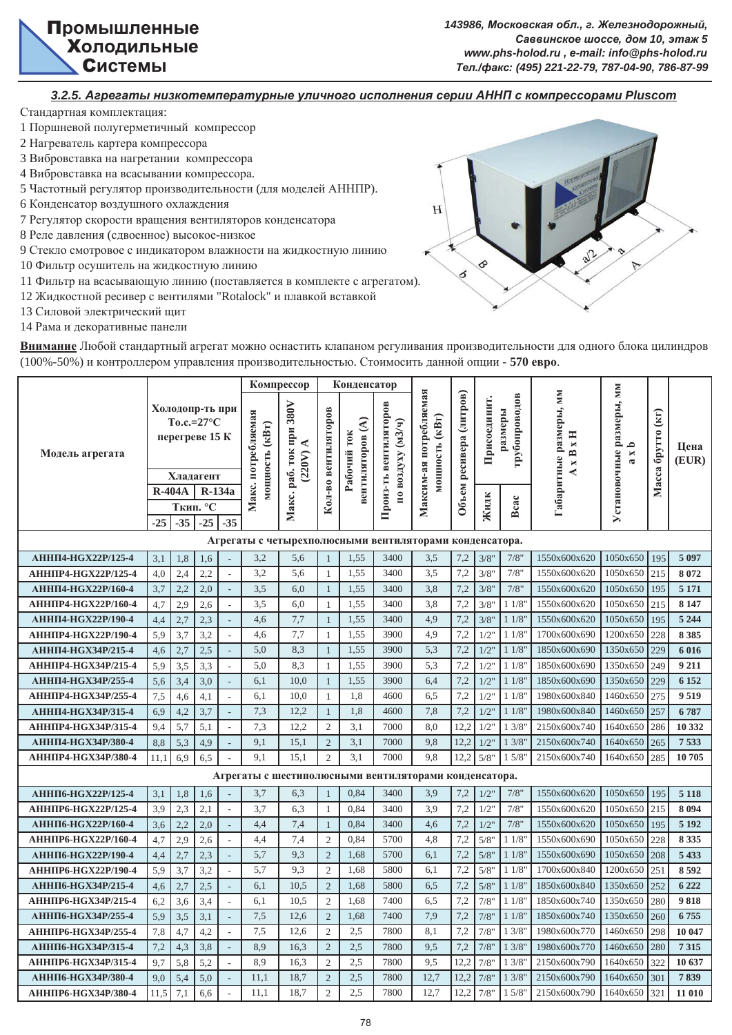### 3.2.5. Агрегаты низкотемпературные уличного исполнения серии АННП с компрессорами Pluscom

Стандартная комплектация:

1 Поршневой полугерметичный компрессор
2 Нагреватель картера компрессора
3 Вибровставка на нагретании компрессора
4 Вибровставка на всасывании компрессора.
5 Частотный регулятор производительности (для моделей АННПР).
6 Конденсатор воздушного охлаждения
7 Регулятор скорости вращения вентиляторов конденсатора
8 Реле давления (сдвоенное) высокое-низкое
9 Стекло смотровое с индикатором влажности на жидкостную линию
10 Фильтр осушитель на жидкостную линию
11 Фильтр на всасывающую линию (поставляется в комплекте с агрегатом).
12 Жидкостной ресивер с вентилями "Rotalock" и плавкой вставкой
13 Силовой электрический щит
14 Рама и декоративные панели

**Внимание** Любой стандартный агрегат можно оснастить клапаном регуливания производительности для одного блока цилиндров (100%-50%) и контроллером управления производительностью. Стоимосить данной опции - **570 евро**.

| Модель агрегата | Холодопр-ть при То.с.=27°С перегреве 15 К, Хладагент R-404A, Ткип. °С -25 | R-404A -35 | R-134a -25 | R-134a -35 | Компрессор: Макс. потребляемая мощность (кВт) | Компрессор: Макс. раб. ток при 380V (220V) А | Конденсатор: Кол-во вентиляторов | Конденсатор: Рабочий ток вентиляторов (А) | Конденсатор: Произ-ть вентиляторов по воздуху (м3/ч) | Максим-ая потребляемая мощность (кВт) | Объем ресивера (литров) | Присоединит. размеры трубопроводов: Жидк | Присоединит. размеры трубопроводов: Всас | Габаритные размеры, мм А х В х Н | Установочные размеры, мм a x b | Масса брутто (кг) | Цена (EUR) |
|---|---|---|---|---|---|---|---|---|---|---|---|---|---|---|---|---|---|
| **Агрегаты с четырехполюсными вентиляторами конденсатора.** | | | | | | | | | | | | | | | | | |
| АННП4-HGX22P/125-4 | 3,1 | 1,8 | 1,6 | - | 3,2 | 5,6 | 1 | 1,55 | 3400 | 3,5 | 7,2 | 3/8" | 7/8" | 1550x600x620 | 1050x650 | 195 | 5 097 |
| АННПР4-HGX22P/125-4 | 4,0 | 2,4 | 2,2 | - | 3,2 | 5,6 | 1 | 1,55 | 3400 | 3,5 | 7,2 | 3/8" | 7/8" | 1550x600x620 | 1050x650 | 215 | 8 072 |
| АННП4-HGX22P/160-4 | 3,7 | 2,2 | 2,0 | - | 3,5 | 6,0 | 1 | 1,55 | 3400 | 3,8 | 7,2 | 3/8" | 7/8" | 1550x600x620 | 1050x650 | 195 | 5 171 |
| АННПР4-HGX22P/160-4 | 4,7 | 2,9 | 2,6 | - | 3,5 | 6,0 | 1 | 1,55 | 3400 | 3,8 | 7,2 | 3/8" | 1 1/8" | 1550x600x620 | 1050x650 | 215 | 8 147 |
| АННП4-HGX22P/190-4 | 4,4 | 2,7 | 2,3 | - | 4,6 | 7,7 | 1 | 1,55 | 3400 | 4,9 | 7,2 | 3/8" | 1 1/8" | 1550x600x620 | 1050x650 | 195 | 5 244 |
| АННПР4-HGX22P/190-4 | 5,9 | 3,7 | 3,2 | - | 4,6 | 7,7 | 1 | 1,55 | 3900 | 4,9 | 7,2 | 1/2" | 1 1/8" | 1700x600x690 | 1200x650 | 228 | 8 385 |
| АННП4-HGX34P/215-4 | 4,6 | 2,7 | 2,5 | - | 5,0 | 8,3 | 1 | 1,55 | 3900 | 5,3 | 7,2 | 1/2" | 1 1/8" | 1850x600x690 | 1350x650 | 229 | 6 016 |
| АННПР4-HGX34P/215-4 | 5,9 | 3,5 | 3,3 | - | 5,0 | 8,3 | 1 | 1,55 | 3900 | 5,3 | 7,2 | 1/2" | 1 1/8" | 1850x600x690 | 1350x650 | 249 | 9 211 |
| АННП4-HGX34P/255-4 | 5,6 | 3,4 | 3,0 | - | 6,1 | 10,0 | 1 | 1,55 | 3900 | 6,4 | 7,2 | 1/2" | 1 1/8" | 1850x600x690 | 1350x650 | 229 | 6 152 |
| АННПР4-HGX34P/255-4 | 7,5 | 4,6 | 4,1 | - | 6,1 | 10,0 | 1 | 1,8 | 4600 | 6,5 | 7,2 | 1/2" | 1 1/8" | 1980x600x840 | 1460x650 | 275 | 9 519 |
| АННП4-HGX34P/315-4 | 6,9 | 4,2 | 3,7 | - | 7,3 | 12,2 | 1 | 1,8 | 4600 | 7,8 | 7,2 | 1/2" | 1 1/8" | 1980x600x840 | 1460x650 | 257 | 6 787 |
| АННПР4-HGX34P/315-4 | 9,4 | 5,7 | 5,1 | - | 7,3 | 12,2 | 2 | 3,1 | 7000 | 8,0 | 12,2 | 1/2" | 1 3/8" | 2150x600x740 | 1640x650 | 286 | 10 332 |
| АННП4-HGX34P/380-4 | 8,8 | 5,3 | 4,9 | - | 9,1 | 15,1 | 2 | 3,1 | 7000 | 9,8 | 12,2 | 1/2" | 1 3/8" | 2150x600x740 | 1640x650 | 265 | 7 533 |
| АННПР4-HGX34P/380-4 | 11,1 | 6,9 | 6,5 | - | 9,1 | 15,1 | 2 | 3,1 | 7000 | 9,8 | 12,2 | 5/8" | 1 5/8" | 2150x600x740 | 1640x650 | 285 | 10 705 |
| **Агрегаты с шестиполюсными вентиляторами конденсатора.** | | | | | | | | | | | | | | | | | |
| АННП6-HGX22P/125-4 | 3,1 | 1,8 | 1,6 | - | 3,7 | 6,3 | 1 | 0,84 | 3400 | 3,9 | 7,2 | 1/2" | 7/8" | 1550x600x620 | 1050x650 | 195 | 5 118 |
| АННПР6-HGX22P/125-4 | 3,9 | 2,3 | 2,1 | - | 3,7 | 6,3 | 1 | 0,84 | 3400 | 3,9 | 7,2 | 1/2" | 7/8" | 1550x600x620 | 1050x650 | 215 | 8 094 |
| АННП6-HGX22P/160-4 | 3,6 | 2,2 | 2,0 | - | 4,4 | 7,4 | 1 | 0,84 | 3400 | 4,6 | 7,2 | 1/2" | 7/8" | 1550x600x620 | 1050x650 | 195 | 5 192 |
| АННПР6-HGX22P/160-4 | 4,7 | 2,9 | 2,6 | - | 4,4 | 7,4 | 2 | 0,84 | 5700 | 4,8 | 7,2 | 5/8" | 1 1/8" | 1550x600x690 | 1050x650 | 228 | 8 335 |
| АННП6-HGX22P/190-4 | 4,4 | 2,7 | 2,3 | - | 5,7 | 9,3 | 2 | 1,68 | 5700 | 6,1 | 7,2 | 5/8" | 1 1/8" | 1550x600x690 | 1050x650 | 208 | 5 433 |
| АННПР6-HGX22P/190-4 | 5,9 | 3,7 | 3,2 | - | 5,7 | 9,3 | 2 | 1,68 | 5800 | 6,1 | 7,2 | 5/8" | 1 1/8" | 1700x600x840 | 1200x650 | 251 | 8 592 |
| АННП6-HGX34P/215-4 | 4,6 | 2,7 | 2,5 | - | 6,1 | 10,5 | 2 | 1,68 | 5800 | 6,5 | 7,2 | 5/8" | 1 1/8" | 1850x600x840 | 1350x650 | 252 | 6 222 |
| АННПР6-HGX34P/215-4 | 6,2 | 3,6 | 3,4 | - | 6,1 | 10,5 | 2 | 1,68 | 7400 | 6,5 | 7,2 | 7/8" | 1 1/8" | 1850x600x740 | 1350x650 | 280 | 9 818 |
| АННП6-HGX34P/255-4 | 5,9 | 3,5 | 3,1 | - | 7,5 | 12,6 | 2 | 1,68 | 7400 | 7,9 | 7,2 | 7/8" | 1 1/8" | 1850x600x740 | 1350x650 | 260 | 6 755 |
| АННПР6-HGX34P/255-4 | 7,8 | 4,7 | 4,2 | - | 7,5 | 12,6 | 2 | 2,5 | 7800 | 8,1 | 7,2 | 7/8" | 1 3/8" | 1980x600x770 | 1460x650 | 298 | 10 047 |
| АННП6-HGX34P/315-4 | 7,2 | 4,3 | 3,8 | - | 8,9 | 16,3 | 2 | 2,5 | 7800 | 9,5 | 7,2 | 7/8" | 1 3/8" | 1980x600x770 | 1460x650 | 280 | 7 315 |
| АННПР6-HGX34P/315-4 | 9,7 | 5,8 | 5,2 | - | 8,9 | 16,3 | 2 | 2,5 | 7800 | 9,5 | 12,2 | 7/8" | 1 3/8" | 2150x600x790 | 1640x650 | 322 | 10 637 |
| АННП6-HGX34P/380-4 | 9,0 | 5,4 | 5,0 | - | 11,1 | 18,7 | 2 | 2,5 | 7800 | 12,7 | 12,2 | 7/8" | 1 3/8" | 2150x600x790 | 1640x650 | 301 | 7 839 |
| АННПР6-HGX34P/380-4 | 11,5 | 7,1 | 6,6 | - | 11,1 | 18,7 | 2 | 2,5 | 7800 | 12,7 | 12,2 | 7/8" | 1 5/8" | 2150x600x790 | 1640x650 | 321 | 11 010 |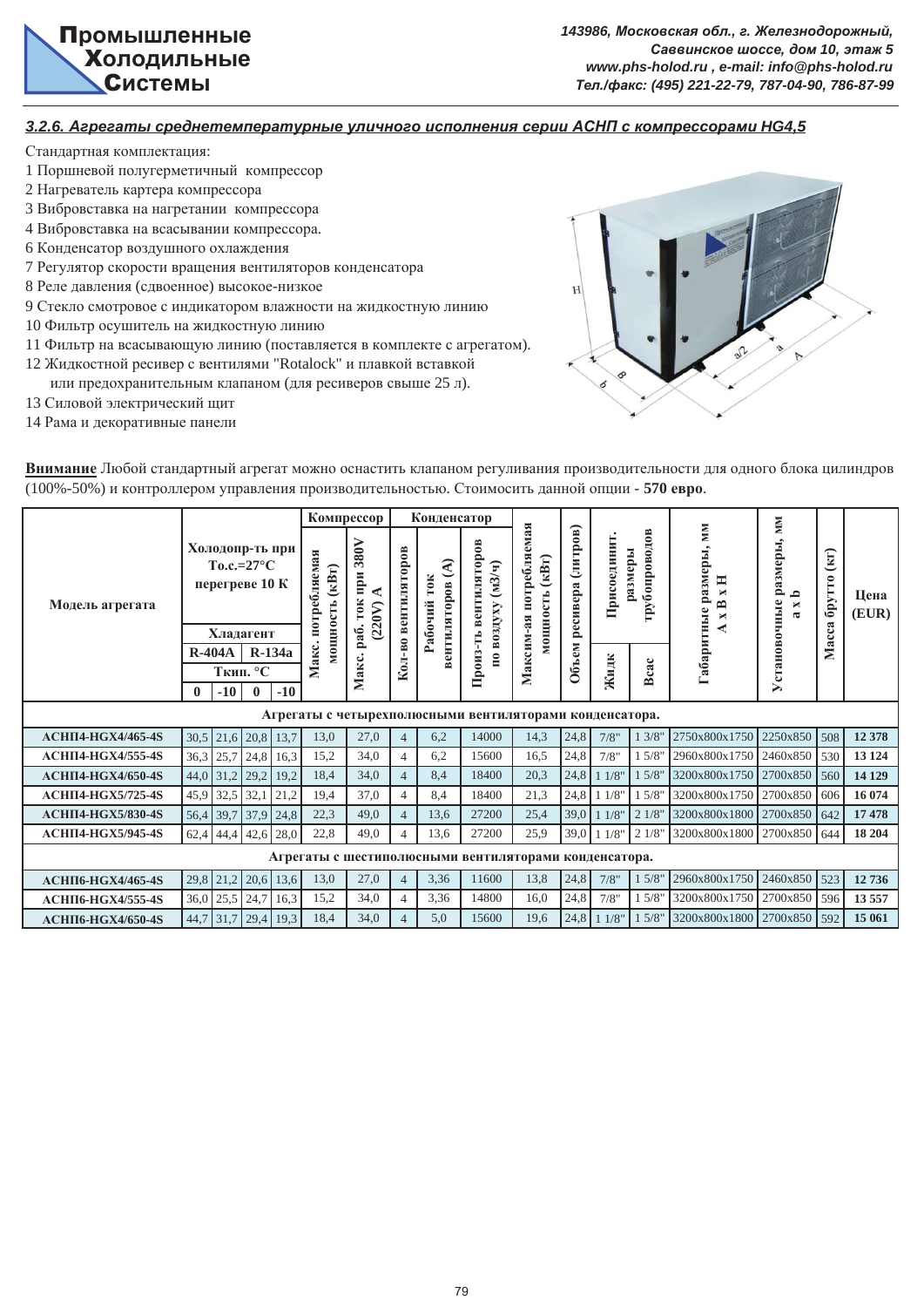### 3.2.6. Агрегаты среднетемпературные уличного исполнения серии АСНП с компрессорами HG4,5

Стандартная комплектация:

1 Поршневой полугерметичный компрессор
2 Нагреватель картера компрессора
3 Вибровставка на нагретании компрессора
4 Вибровставка на всасывании компрессора.
6 Конденсатор воздушного охлаждения
7 Регулятор скорости вращения вентиляторов конденсатора
8 Реле давления (сдвоенное) высокое-низкое
9 Стекло смотровое с индикатором влажности на жидкостную линию
10 Фильтр осушитель на жидкостную линию
11 Фильтр на всасывающую линию (поставляется в комплекте с агрегатом).
12 Жидкостной ресивер с вентилями "Rotalock" и плавкой вставкой или предохранительным клапаном (для ресиверов свыше 25 л).
13 Силовой электрический щит
14 Рама и декоративные панели

**Внимание** Любой стандартный агрегат можно оснастить клапаном регуливания производительности для одного блока цилиндров (100%-50%) и контроллером управления производительностью. Стоимосить данной опции - **570 евро**.

| Модель агрегата | Холодопр-ть при То.с.=27°С перегреве 10 К, Хладагент R-404A, Ткип. °С 0 | R-404A -10 | R-134a 0 | R-134a -10 | Компрессор: Макс. потребляемая мощность (кВт) | Компрессор: Макс. раб. ток при 380V (220V) А | Конденсатор: Кол-во вентиляторов | Конденсатор: Рабочий ток вентиляторов (А) | Конденсатор: Произ-ть вентиляторов по воздуху (м3/ч) | Максим-ая потребляемая мощность (кВт) | Объем ресивера (литров) | Присоединит. размеры трубопроводов: Жидк | Присоединит. размеры трубопроводов: Всас | Габаритные размеры, мм А х В х Н | Установочные размеры, мм a x b | Масса брутто (кг) | Цена (EUR) |
|---|---|---|---|---|---|---|---|---|---|---|---|---|---|---|---|---|---|
| **Агрегаты с четырехполюсными вентиляторами конденсатора.** | | | | | | | | | | | | | | | | | |
| **АСНП4-HGX4/465-4S** | 30,5 | 21,6 | 20,8 | 13,7 | 13,0 | 27,0 | 4 | 6,2 | 14000 | 14,3 | 24,8 | 7/8" | 1 3/8" | 2750x800x1750 | 2250x850 | 508 | **12 378** |
| **АСНП4-HGX4/555-4S** | 36,3 | 25,7 | 24,8 | 16,3 | 15,2 | 34,0 | 4 | 6,2 | 15600 | 16,5 | 24,8 | 7/8" | 1 5/8" | 2960x800x1750 | 2460x850 | 530 | **13 124** |
| **АСНП4-HGX4/650-4S** | 44,0 | 31,2 | 29,2 | 19,2 | 18,4 | 34,0 | 4 | 8,4 | 18400 | 20,3 | 24,8 | 1 1/8" | 1 5/8" | 3200x800x1750 | 2700x850 | 560 | **14 129** |
| **АСНП4-HGX5/725-4S** | 45,9 | 32,5 | 32,1 | 21,2 | 19,4 | 37,0 | 4 | 8,4 | 18400 | 21,3 | 24,8 | 1 1/8" | 1 5/8" | 3200x800x1750 | 2700x850 | 606 | **16 074** |
| **АСНП4-HGX5/830-4S** | 56,4 | 39,7 | 37,9 | 24,8 | 22,3 | 49,0 | 4 | 13,6 | 27200 | 25,4 | 39,0 | 1 1/8" | 2 1/8" | 3200x800x1800 | 2700x850 | 642 | **17 478** |
| **АСНП4-HGX5/945-4S** | 62,4 | 44,4 | 42,6 | 28,0 | 22,8 | 49,0 | 4 | 13,6 | 27200 | 25,9 | 39,0 | 1 1/8" | 2 1/8" | 3200x800x1800 | 2700x850 | 644 | **18 204** |
| **Агрегаты с шестиполюсными вентиляторами конденсатора.** | | | | | | | | | | | | | | | | | |
| **АСНП6-HGX4/465-4S** | 29,8 | 21,2 | 20,6 | 13,6 | 13,0 | 27,0 | 4 | 3,36 | 11600 | 13,8 | 24,8 | 7/8" | 1 5/8" | 2960x800x1750 | 2460x850 | 523 | **12 736** |
| **АСНП6-HGX4/555-4S** | 36,0 | 25,5 | 24,7 | 16,3 | 15,2 | 34,0 | 4 | 3,36 | 14800 | 16,0 | 24,8 | 7/8" | 1 5/8" | 3200x800x1750 | 2700x850 | 596 | **13 557** |
| **АСНП6-HGX4/650-4S** | 44,7 | 31,7 | 29,4 | 19,3 | 18,4 | 34,0 | 4 | 5,0 | 15600 | 19,6 | 24,8 | 1 1/8" | 1 5/8" | 3200x800x1800 | 2700x850 | 592 | **15 061** |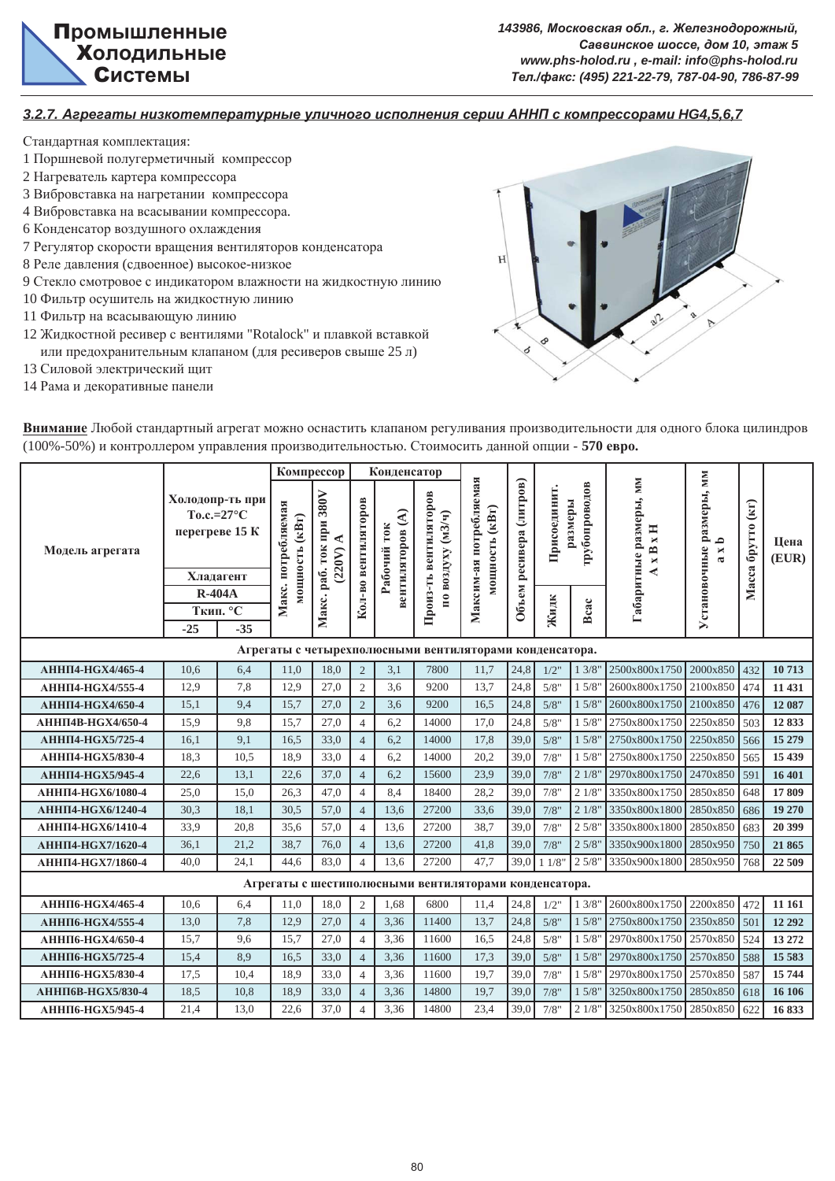### 3.2.7. Агрегаты низкотемпературные уличного исполнения серии АННП с компрессорами HG4,5,6,7

Стандартная комплектация:

1 Поршневой полугерметичный компрессор
2 Нагреватель картера компрессора
3 Вибровставка на нагретании компрессора
4 Вибровставка на всасывании компрессора.
6 Конденсатор воздушного охлаждения
7 Регулятор скорости вращения вентиляторов конденсатора
8 Реле давления (сдвоенное) высокое-низкое
9 Стекло смотровое с индикатором влажности на жидкостную линию
10 Фильтр осушитель на жидкостную линию
11 Фильтр на всасывающую линию
12 Жидкостной ресивер с вентилями "Rotalock" и плавкой вставкой или предохранительным клапаном (для ресиверов свыше 25 л)
13 Силовой электрический щит
14 Рама и декоративные панели

**Внимание** Любой стандартный агрегат можно оснастить клапаном регуливания производительности для одного блока цилиндров (100%-50%) и контроллером управления производительностью. Стоимосить данной опции - **570 евро.**

| Модель агрегата | Холодопр-ть при То.с.=27°С перегреве 15 К, Хладагент R-404A, Ткип. °С | | Компрессор | | Конденсатор | | | Максим-ая потребляемая мощность (кВт) | Объем ресивера (литров) | Присоединит. размеры трубопроводов | | Габаритные размеры, мм А х В х Н | Установочные размеры, мм а х b | Масса брутто (кг) | Цена (EUR) |
|---|---|---|---|---|---|---|---|---|---|---|---|---|---|---|---|
| | -25 | -35 | Макс. потребляемая мощность (кВт) | Макс. раб. ток при 380V (220V) А | Кол-во вентиляторов | Рабочий ток вентиляторов (А) | Произ-ть вентиляторов по воздуху (м3/ч) | | | Жидк | Всас | | | | |
| **Агрегаты с четырехполюсными вентиляторами конденсатора.** | | | | | | | | | | | | | | | |
| АННП4-HGX4/465-4 | 10,6 | 6,4 | 11,0 | 18,0 | 2 | 3,1 | 7800 | 11,7 | 24,8 | 1/2" | 1 3/8" | 2500x800x1750 | 2000x850 | 432 | **10 713** |
| АННП4-HGX4/555-4 | 12,9 | 7,8 | 12,9 | 27,0 | 2 | 3,6 | 9200 | 13,7 | 24,8 | 5/8" | 1 5/8" | 2600x800x1750 | 2100x850 | 474 | **11 431** |
| АННП4-HGX4/650-4 | 15,1 | 9,4 | 15,7 | 27,0 | 2 | 3,6 | 9200 | 16,5 | 24,8 | 5/8" | 1 5/8" | 2600x800x1750 | 2100x850 | 476 | **12 087** |
| АННП4В-HGX4/650-4 | 15,9 | 9,8 | 15,7 | 27,0 | 4 | 6,2 | 14000 | 17,0 | 24,8 | 5/8" | 1 5/8" | 2750x800x1750 | 2250x850 | 503 | **12 833** |
| АННП4-HGX5/725-4 | 16,1 | 9,1 | 16,5 | 33,0 | 4 | 6,2 | 14000 | 17,8 | 39,0 | 5/8" | 1 5/8" | 2750x800x1750 | 2250x850 | 566 | **15 279** |
| АННП4-HGX5/830-4 | 18,3 | 10,5 | 18,9 | 33,0 | 4 | 6,2 | 14000 | 20,2 | 39,0 | 7/8" | 1 5/8" | 2750x800x1750 | 2250x850 | 565 | **15 439** |
| АННП4-HGX5/945-4 | 22,6 | 13,1 | 22,6 | 37,0 | 4 | 6,2 | 15600 | 23,9 | 39,0 | 7/8" | 2 1/8" | 2970x800x1750 | 2470x850 | 591 | **16 401** |
| АННП4-HGX6/1080-4 | 25,0 | 15,0 | 26,3 | 47,0 | 4 | 8,4 | 18400 | 28,2 | 39,0 | 7/8" | 2 1/8" | 3350x800x1750 | 2850x850 | 648 | **17 809** |
| АННП4-HGX6/1240-4 | 30,3 | 18,1 | 30,5 | 57,0 | 4 | 13,6 | 27200 | 33,6 | 39,0 | 7/8" | 2 1/8" | 3350x800x1800 | 2850x850 | 686 | **19 270** |
| АННП4-HGX6/1410-4 | 33,9 | 20,8 | 35,6 | 57,0 | 4 | 13,6 | 27200 | 38,7 | 39,0 | 7/8" | 2 5/8" | 3350x800x1800 | 2850x850 | 683 | **20 399** |
| АННП4-HGX7/1620-4 | 36,1 | 21,2 | 38,7 | 76,0 | 4 | 13,6 | 27200 | 41,8 | 39,0 | 7/8" | 2 5/8" | 3350x900x1800 | 2850x950 | 750 | **21 865** |
| АННП4-HGX7/1860-4 | 40,0 | 24,1 | 44,6 | 83,0 | 4 | 13,6 | 27200 | 47,7 | 39,0 | 1 1/8" | 2 5/8" | 3350x900x1800 | 2850x950 | 768 | **22 509** |
| **Агрегаты с шестиполюсными вентиляторами конденсатора.** | | | | | | | | | | | | | | | |
| АННП6-HGX4/465-4 | 10,6 | 6,4 | 11,0 | 18,0 | 2 | 1,68 | 6800 | 11,4 | 24,8 | 1/2" | 1 3/8" | 2600x800x1750 | 2200x850 | 472 | **11 161** |
| АННП6-HGX4/555-4 | 13,0 | 7,8 | 12,9 | 27,0 | 4 | 3,36 | 11400 | 13,7 | 24,8 | 5/8" | 1 5/8" | 2750x800x1750 | 2350x850 | 501 | **12 292** |
| АННП6-HGX4/650-4 | 15,7 | 9,6 | 15,7 | 27,0 | 4 | 3,36 | 11600 | 16,5 | 24,8 | 5/8" | 1 5/8" | 2970x800x1750 | 2570x850 | 524 | **13 272** |
| АННП6-HGX5/725-4 | 15,4 | 8,9 | 16,5 | 33,0 | 4 | 3,36 | 11600 | 17,3 | 39,0 | 5/8" | 1 5/8" | 2970x800x1750 | 2570x850 | 588 | **15 583** |
| АННП6-HGX5/830-4 | 17,5 | 10,4 | 18,9 | 33,0 | 4 | 3,36 | 11600 | 19,7 | 39,0 | 7/8" | 1 5/8" | 2970x800x1750 | 2570x850 | 587 | **15 744** |
| АННП6В-HGX5/830-4 | 18,5 | 10,8 | 18,9 | 33,0 | 4 | 3,36 | 14800 | 19,7 | 39,0 | 7/8" | 1 5/8" | 3250x800x1750 | 2850x850 | 618 | **16 106** |
| АННП6-HGX5/945-4 | 21,4 | 13,0 | 22,6 | 37,0 | 4 | 3,36 | 14800 | 23,4 | 39,0 | 7/8" | 2 1/8" | 3250x800x1750 | 2850x850 | 622 | **16 833** |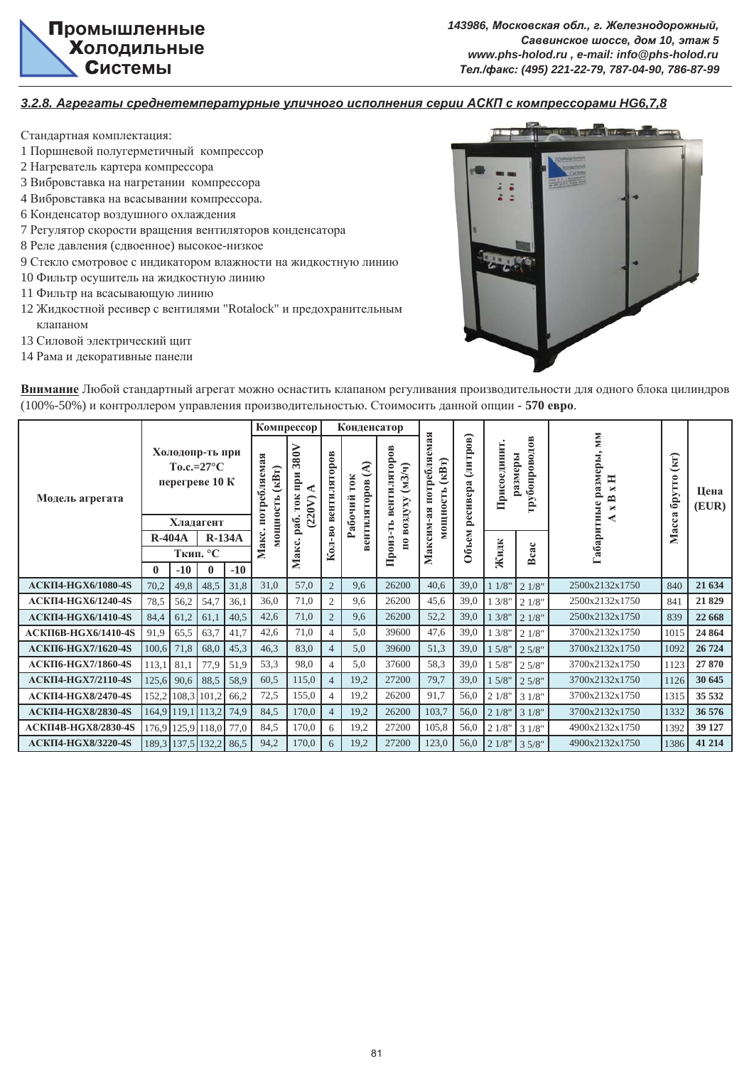### 3.2.8. Агрегаты среднетемпературные уличного исполнения серии АСКП с компрессорами HG6,7,8

Стандартная комплектация:

1 Поршневой полугерметичный компрессор
2 Нагреватель картера компрессора
3 Вибровставка на нагретании компрессора
4 Вибровставка на всасывании компрессора.
6 Конденсатор воздушного охлаждения
7 Регулятор скорости вращения вентиляторов конденсатора
8 Реле давления (сдвоенное) высокое-низкое
9 Стекло смотровое с индикатором влажности на жидкостную линию
10 Фильтр осушитель на жидкостную линию
11 Фильтр на всасывающую линию
12 Жидкостной ресивер с вентилями "Rotalock" и предохранительным клапаном
13 Силовой электрический щит
14 Рама и декоративные панели

**Внимание** Любой стандартный агрегат можно оснастить клапаном регуливания производительности для одного блока цилиндров (100%-50%) и контроллером управления производительностью. Стоимосить данной опции - **570 евро**.

| Модель агрегата | Холодопр-ть при То.с.=27°С перегреве 10 К | | | | Компрессор | | Конденсатор | | | Максим-ая потребляемая мощность (кВт) | Объем ресивера (литров) | Присоединит. размеры трубопроводов | | Габаритные размеры, мм А x В x Н | Масса брутто (кг) | Цена (EUR) |
|---|---|---|---|---|---|---|---|---|---|---|---|---|---|---|---|---|
| | Хладагент | | | | Макс. потребляемая мощность (кВт) | Макс. раб. ток при 380V (220V) А | Кол-во вентиляторов | Рабочий ток вентиляторов (А) | Произ-ть вентиляторов по воздуху (м3/ч) | | | Жидк | Всас | | | |
| | R-404A | | R-134A | | | | | | | | | | | | | |
| | Ткип. °С | | | | | | | | | | | | | | | |
| | 0 | -10 | 0 | -10 | | | | | | | | | | | | |
| **АСКП4-HGX6/1080-4S** | 70,2 | 49,8 | 48,5 | 31,8 | 31,0 | 57,0 | 2 | 9,6 | 26200 | 40,6 | 39,0 | 1 1/8" | 2 1/8" | 2500x2132x1750 | 840 | **21 634** |
| **АСКП4-HGX6/1240-4S** | 78,5 | 56,2 | 54,7 | 36,1 | 36,0 | 71,0 | 2 | 9,6 | 26200 | 45,6 | 39,0 | 1 3/8" | 2 1/8" | 2500x2132x1750 | 841 | **21 829** |
| **АСКП4-HGX6/1410-4S** | 84,4 | 61,2 | 61,1 | 40,5 | 42,6 | 71,0 | 2 | 9,6 | 26200 | 52,2 | 39,0 | 1 3/8" | 2 1/8" | 2500x2132x1750 | 839 | **22 668** |
| **АСКП6В-HGX6/1410-4S** | 91,9 | 65,5 | 63,7 | 41,7 | 42,6 | 71,0 | 4 | 5,0 | 39600 | 47,6 | 39,0 | 1 3/8" | 2 1/8" | 3700x2132x1750 | 1015 | **24 864** |
| **АСКП6-HGX7/1620-4S** | 100,6 | 71,8 | 68,0 | 45,3 | 46,3 | 83,0 | 4 | 5,0 | 39600 | 51,3 | 39,0 | 1 5/8" | 2 5/8" | 3700x2132x1750 | 1092 | **26 724** |
| **АСКП6-HGX7/1860-4S** | 113,1 | 81,1 | 77,9 | 51,9 | 53,3 | 98,0 | 4 | 5,0 | 37600 | 58,3 | 39,0 | 1 5/8" | 2 5/8" | 3700x2132x1750 | 1123 | **27 870** |
| **АСКП4-HGX7/2110-4S** | 125,6 | 90,6 | 88,5 | 58,9 | 60,5 | 115,0 | 4 | 19,2 | 27200 | 79,7 | 39,0 | 1 5/8" | 2 5/8" | 3700x2132x1750 | 1126 | **30 645** |
| **АСКП4-HGX8/2470-4S** | 152,2 | 108,3 | 101,2 | 66,2 | 72,5 | 155,0 | 4 | 19,2 | 26200 | 91,7 | 56,0 | 2 1/8" | 3 1/8" | 3700x2132x1750 | 1315 | **35 532** |
| **АСКП4-HGX8/2830-4S** | 164,9 | 119,1 | 113,2 | 74,9 | 84,5 | 170,0 | 4 | 19,2 | 26200 | 103,7 | 56,0 | 2 1/8" | 3 1/8" | 3700x2132x1750 | 1332 | **36 576** |
| **АСКП4В-HGX8/2830-4S** | 176,9 | 125,9 | 118,0 | 77,0 | 84,5 | 170,0 | 6 | 19,2 | 27200 | 105,8 | 56,0 | 2 1/8" | 3 1/8" | 4900x2132x1750 | 1392 | **39 127** |
| **АСКП4-HGX8/3220-4S** | 189,3 | 137,5 | 132,2 | 86,5 | 94,2 | 170,0 | 6 | 19,2 | 27200 | 123,0 | 56,0 | 2 1/8" | 3 5/8" | 4900x2132x1750 | 1386 | **41 214** |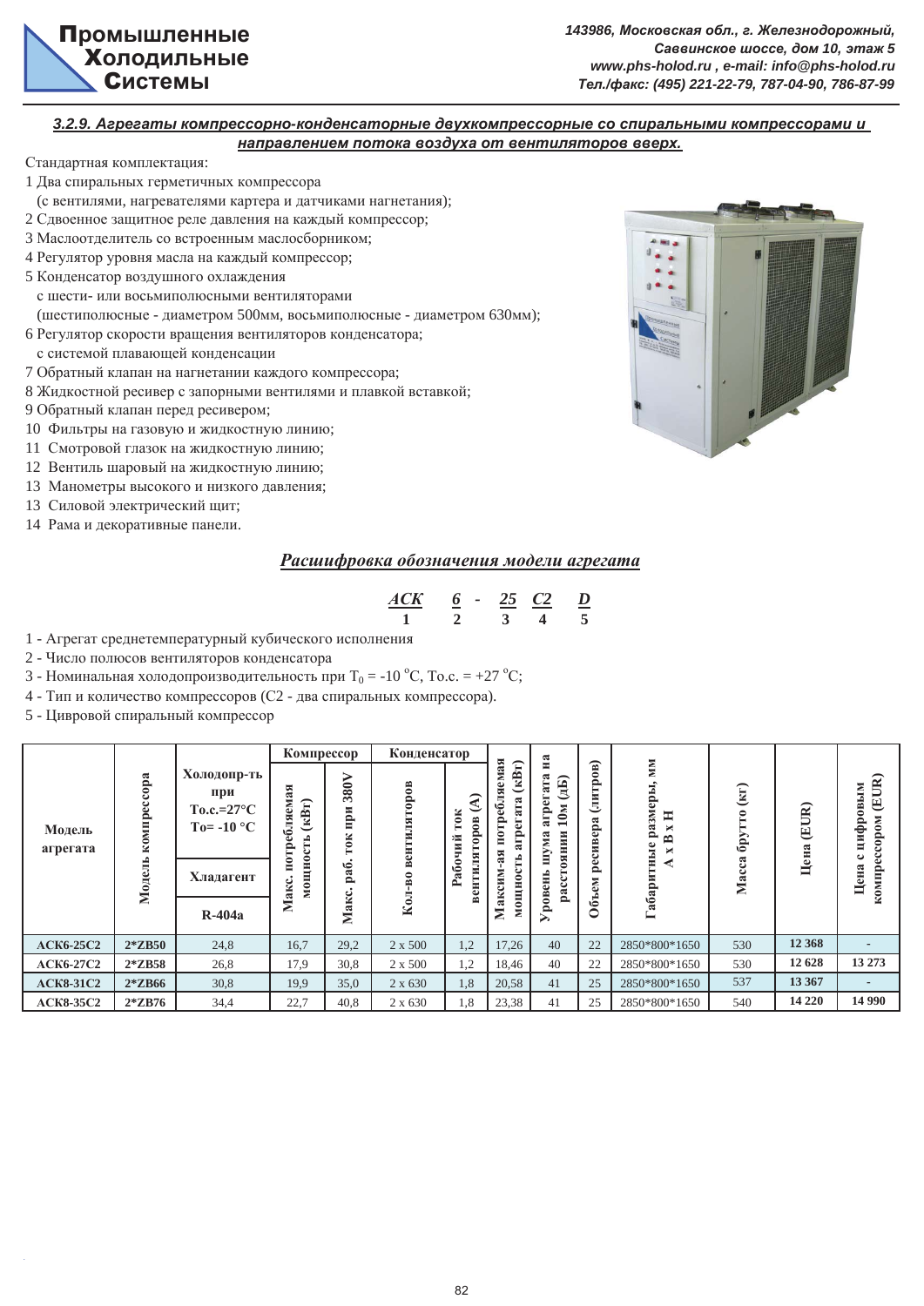### 3.2.9. Агрегаты компрессорно-конденсаторные двухкомпрессорные со спиральными компрессорами и направлением потока воздуха от вентиляторов вверх.

Стандартная комплектация:

1 Два спиральных герметичных компрессора
  (с вентилями, нагревателями картера и датчиками нагнетания);
2 Сдвоенное защитное реле давления на каждый компрессор;
3 Маслоотделитель со встроенным маслосборником;
4 Регулятор уровня масла на каждый компрессор;
5 Конденсатор воздушного охлаждения
  с шести- или восьмиполюсными вентиляторами
  (шестиполюсные - диаметром 500мм, восьмиполюсные - диаметром 630мм);
6 Регулятор скорости вращения вентиляторов конденсатора;
  с системой плавающей конденсации
7 Обратный клапан на нагнетании каждого компрессора;
8 Жидкостной ресивер с запорными вентилями и плавкой вставкой;
9 Обратный клапан перед ресивером;
10 Фильтры на газовую и жидкостную линию;
11 Смотровой глазок на жидкостную линию;
12 Вентиль шаровый на жидкостную линию;
13 Манометры высокого и низкого давления;
13 Силовой электрический щит;
14 Рама и декоративные панели.

## *Расшифровка обозначения модели агрегата*

| АСК | 6 | - | 25 | C2 | D |
|---|---|---|---|---|---|
| 1 | 2 | | 3 | 4 | 5 |

1 - Агрегат среднетемпературный кубического исполнения
2 - Число полюсов вентиляторов конденсатора
3 - Номинальная холодопроизводительность при $T_0$ = -10 °С, То.с. = +27 °С;
4 - Тип и количество компрессоров (С2 - два спиральных компрессора).
5 - Цифровой спиральный компрессор

| Модель агрегата | Модель компрессора | Холодопр-ть при То.с.=27°С То= -10 °С (Хладагент R-404a) | Компрессор: Макс. потребляемая мощность (кВт) | Компрессор: Макс. раб. ток при 380V | Конденсатор: Кол-во вентиляторов | Конденсатор: Рабочий ток вентиляторов (А) | Максим-ая потребляемая мощность агрегата (кВт) | Уровень шума агрегата на расстоянии 10м (дБ) | Объем ресивера (литров) | Габаритные размеры, мм А х В х Н | Масса брутто (кг) | Цена (EUR) | Цена с цифровым компрессором (EUR) |
|---|---|---|---|---|---|---|---|---|---|---|---|---|---|
| ACK6-25C2 | 2*ZB50 | 24,8 | 16,7 | 29,2 | 2 x 500 | 1,2 | 17,26 | 40 | 22 | 2850*800*1650 | 530 | 12 368 | - |
| ACK6-27C2 | 2*ZB58 | 26,8 | 17,9 | 30,8 | 2 x 500 | 1,2 | 18,46 | 40 | 22 | 2850*800*1650 | 530 | 12 628 | 13 273 |
| ACK8-31C2 | 2*ZB66 | 30,8 | 19,9 | 35,0 | 2 x 630 | 1,8 | 20,58 | 41 | 25 | 2850*800*1650 | 537 | 13 367 | - |
| ACK8-35C2 | 2*ZB76 | 34,4 | 22,7 | 40,8 | 2 x 630 | 1,8 | 23,38 | 41 | 25 | 2850*800*1650 | 540 | 14 220 | 14 990 |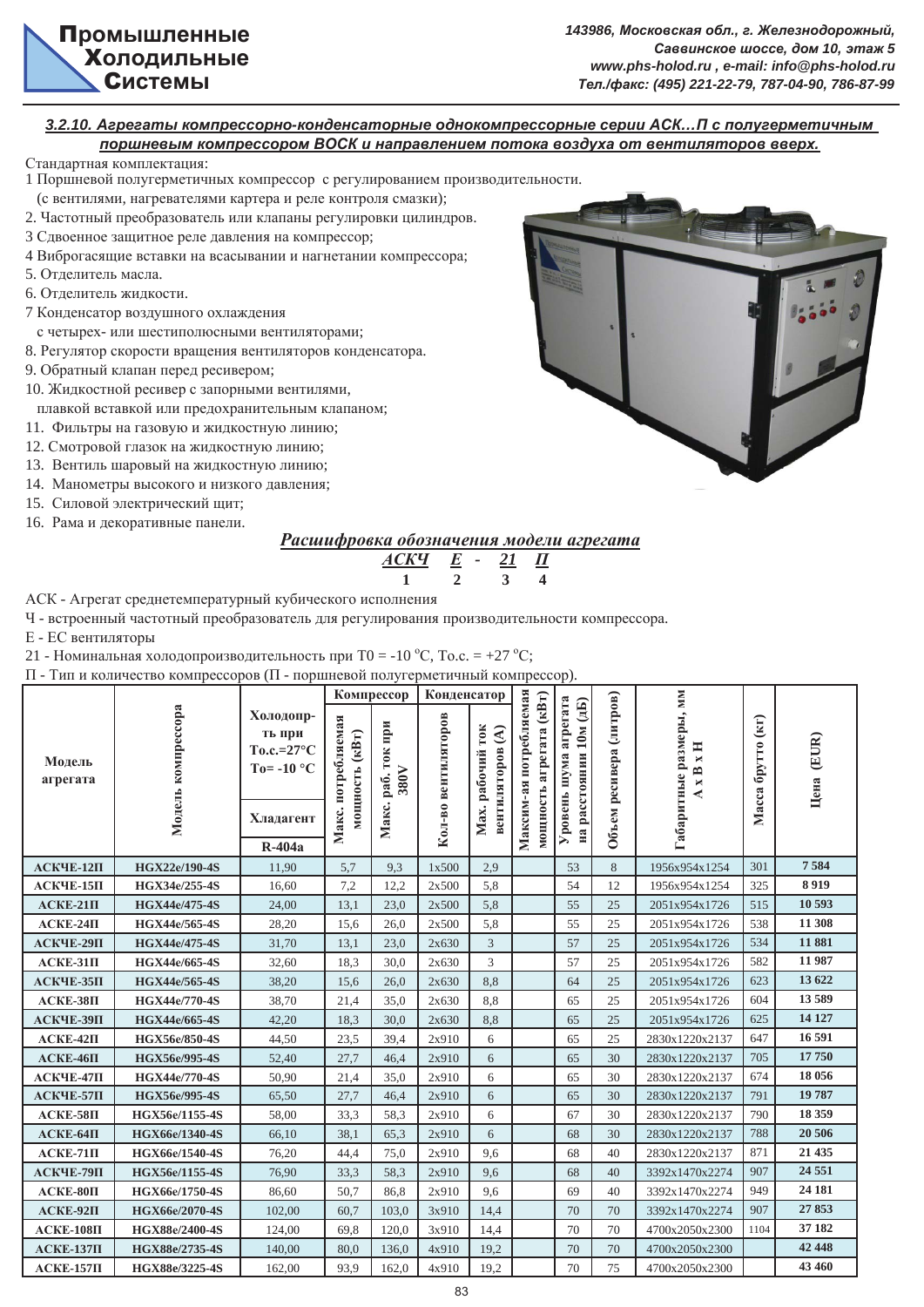### 3.2.10. Агрегаты компрессорно-конденсаторные однокомпрессорные серии АСК…П с полугерметичным поршневым компрессором BOCK и направлением потока воздуха от вентиляторов вверх.

Стандартная комплектация:

1 Поршневой полугерметичных компрессор с регулированием производительности.
(с вентилями, нагревателями картера и реле контроля смазки);
2. Частотный преобразователь или клапаны регулировки цилиндров.
3 Сдвоенное защитное реле давления на компрессор;
4 Виброгасящие вставки на всасывании и нагнетании компрессора;
5. Отделитель масла.
6. Отделитель жидкости.
7 Конденсатор воздушного охлаждения
с четырех- или шестиполюсными вентиляторами;
8. Регулятор скорости вращения вентиляторов конденсатора.
9. Обратный клапан перед ресивером;
10. Жидкостной ресивер с запорными вентилями,
плавкой вставкой или предохранительным клапаном;
11. Фильтры на газовую и жидкостную линию;
12. Смотровой глазок на жидкостную линию;
13. Вентиль шаровый на жидкостную линию;
14. Манометры высокого и низкого давления;
15. Силовой электрический щит;
16. Рама и декоративные панели.

## *Расшифровка обозначения модели агрегата*

**АСКЧ E - 21 П**
1 2 3 4

АСК - Агрегат среднетемпературный кубического исполнения
Ч - встроенный частотный преобразователь для регулирования производительности компрессора.
Е - ЕС вентиляторы
21 - Номинальная холодопроизводительность при Т0 = -10 °С, То.с. = +27 °С;
П - Тип и количество компрессоров (П - поршневой полугерметичный компрессор).

| Модель агрегата | Модель компрессора | Холодопр-ть при То.с.=27°С То= -10 °С (Хладагент R-404a) | Компрессор: Макс. потребляемая мощность (кВт) | Компрессор: Макс. раб. ток при 380V | Конденсатор: Кол-во вентиляторов | Конденсатор: Max. рабочий ток вентиляторов (А) | Максим-ая потребляемая мощность агрегата (кВт) | Уровень шума агрегата на расстоянии 10м (дБ) | Объем ресивера (литров) | Габаритные размеры, мм А х В х Н | Масса брутто (кг) | Цена (EUR) |
|---|---|---|---|---|---|---|---|---|---|---|---|---|
| АСКЧЕ-12П | HGX22e/190-4S | 11,90 | 5,7 | 9,3 | 1x500 | 2,9 | | 53 | 8 | 1956x954x1254 | 301 | 7 584 |
| АСКЧЕ-15П | HGX34e/255-4S | 16,60 | 7,2 | 12,2 | 2x500 | 5,8 | | 54 | 12 | 1956x954x1254 | 325 | 8 919 |
| АСКЕ-21П | HGX44e/475-4S | 24,00 | 13,1 | 23,0 | 2x500 | 5,8 | | 55 | 25 | 2051x954x1726 | 515 | 10 593 |
| АСКЕ-24П | HGX44e/565-4S | 28,20 | 15,6 | 26,0 | 2x500 | 5,8 | | 55 | 25 | 2051x954x1726 | 538 | 11 308 |
| АСКЧЕ-29П | HGX44e/475-4S | 31,70 | 13,1 | 23,0 | 2x630 | 3 | | 57 | 25 | 2051x954x1726 | 534 | 11 881 |
| АСКЕ-31П | HGX44e/665-4S | 32,60 | 18,3 | 30,0 | 2x630 | 3 | | 57 | 25 | 2051x954x1726 | 582 | 11 987 |
| АСКЧЕ-35П | HGX44e/565-4S | 38,20 | 15,6 | 26,0 | 2x630 | 8,8 | | 64 | 25 | 2051x954x1726 | 623 | 13 622 |
| АСКЕ-38П | HGX44e/770-4S | 38,70 | 21,4 | 35,0 | 2x630 | 8,8 | | 65 | 25 | 2051x954x1726 | 604 | 13 589 |
| АСКЧЕ-39П | HGX44e/665-4S | 42,20 | 18,3 | 30,0 | 2x630 | 8,8 | | 65 | 25 | 2051x954x1726 | 625 | 14 127 |
| АСКЕ-42П | HGX56e/850-4S | 44,50 | 23,5 | 39,4 | 2x910 | 6 | | 65 | 25 | 2830x1220x2137 | 647 | 16 591 |
| АСКЕ-46П | HGX56e/995-4S | 52,40 | 27,7 | 46,4 | 2x910 | 6 | | 65 | 30 | 2830x1220x2137 | 705 | 17 750 |
| АСКЧЕ-47П | HGX44e/770-4S | 50,90 | 21,4 | 35,0 | 2x910 | 6 | | 65 | 30 | 2830x1220x2137 | 674 | 18 056 |
| АСКЧЕ-57П | HGX56e/995-4S | 65,50 | 27,7 | 46,4 | 2x910 | 6 | | 65 | 30 | 2830x1220x2137 | 791 | 19 787 |
| АСКЕ-58П | HGX56e/1155-4S | 58,00 | 33,3 | 58,3 | 2x910 | 6 | | 67 | 30 | 2830x1220x2137 | 790 | 18 359 |
| АСКЕ-64П | HGX66e/1340-4S | 66,10 | 38,1 | 65,3 | 2x910 | 6 | | 68 | 30 | 2830x1220x2137 | 788 | 20 506 |
| АСКЕ-71П | HGX66e/1540-4S | 76,20 | 44,4 | 75,0 | 2x910 | 9,6 | | 68 | 40 | 2830x1220x2137 | 871 | 21 435 |
| АСКЧЕ-79П | HGX56e/1155-4S | 76,90 | 33,3 | 58,3 | 2x910 | 9,6 | | 68 | 40 | 3392x1470x2274 | 907 | 24 551 |
| АСКЕ-80П | HGX66e/1750-4S | 86,60 | 50,7 | 86,8 | 2x910 | 9,6 | | 69 | 40 | 3392x1470x2274 | 949 | 24 181 |
| АСКЕ-92П | HGX66e/2070-4S | 102,00 | 60,7 | 103,0 | 3x910 | 14,4 | | 70 | 70 | 3392x1470x2274 | 907 | 27 853 |
| АСКЕ-108П | HGX88e/2400-4S | 124,00 | 69,8 | 120,0 | 3x910 | 14,4 | | 70 | 70 | 4700x2050x2300 | 1104 | 37 182 |
| АСКЕ-137П | HGX88e/2735-4S | 140,00 | 80,0 | 136,0 | 4x910 | 19,2 | | 70 | 70 | 4700x2050x2300 | | 42 448 |
| АСКЕ-157П | HGX88e/3225-4S | 162,00 | 93,9 | 162,0 | 4x910 | 19,2 | | 70 | 75 | 4700x2050x2300 | | 43 460 |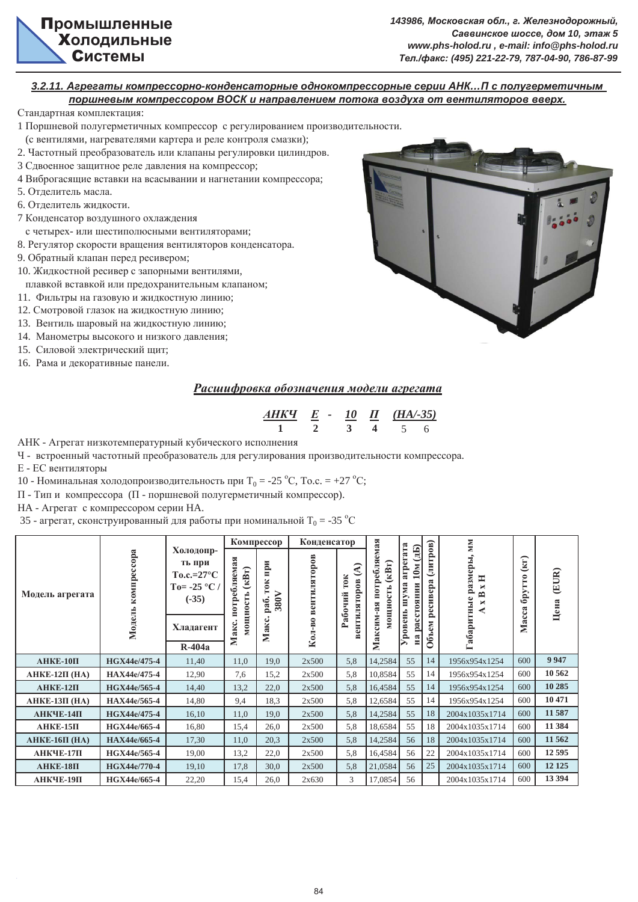### 3.2.11. Агрегаты компрессорно-конденсаторные однокомпрессорные серии АНК…П с полугерметичным поршневым компрессором BOCK и направлением потока воздуха от вентиляторов вверх.

Стандартная комплектация:

1 Поршневой полугерметичных компрессор с регулированием производительности. (с вентилями, нагревателями картера и реле контроля смазки);
2. Частотный преобразователь или клапаны регулировки цилиндров.
3 Сдвоенное защитное реле давления на компрессор;
4 Виброгасящие вставки на всасывании и нагнетании компрессора;
5. Отделитель масла.
6. Отделитель жидкости.
7 Конденсатор воздушного охлаждения с четырех- или шестиполюсными вентиляторами;
8. Регулятор скорости вращения вентиляторов конденсатора.
9. Обратный клапан перед ресивером;
10. Жидкостной ресивер с запорными вентилями, плавкой вставкой или предохранительным клапаном;
11. Фильтры на газовую и жидкостную линию;
12. Смотровой глазок на жидкостную линию;
13. Вентиль шаровый на жидкостную линию;
14. Манометры высокого и низкого давления;
15. Силовой электрический щит;
16. Рама и декоративные панели.

## *Расшифровка обозначения модели агрегата*

***АНКЧ*** ***Е*** - ***10*** ***П*** ***(НА/-35)***
1 2 3 4 5 6

АНК - Агрегат низкотемпературный кубического исполнения

Ч - встроенный частотный преобразователь для регулирования производительности компрессора.

Е - ЕС вентиляторы

10 - Номинальная холодопроизводительность при $T_0$ = -25 °С, То.с. = +27 °С;

П - Тип и компрессора (П - поршневой полугерметичный компрессор).

НА - Агрегат с компрессором серии НА.

35 - агрегат, сконструированный для работы при номинальной $T_0$ = -35 °С

| Модель агрегата | Модель компрессора | Холодопр-ть при То.с.=27°С То= -25 °С / (-35) | Компрессор | | Конденсатор | | Максим-ая потребляемая мощность (кВт) | Уровень шума агрегата на расстоянии 10м (дБ) | Объем ресивера (литров) | Габаритные размеры, мм А х В х Н | Масса брутто (кг) | Цена (EUR) |
|---|---|---|---|---|---|---|---|---|---|---|---|---|
| | | Хладагент R-404а | Макс. потребляемая мощность (кВт) | Макс. раб. ток при 380V | Кол-во вентиляторов | Рабочий ток вентиляторов (А) | | | | | | |
| АНКЕ-10П | HGX44e/475-4 | 11,40 | 11,0 | 19,0 | 2x500 | 5,8 | 14,2584 | 55 | 14 | 1956x954x1254 | 600 | 9 947 |
| АНКЕ-12П (НА) | HAX44e/475-4 | 12,90 | 7,6 | 15,2 | 2x500 | 5,8 | 10,8584 | 55 | 14 | 1956x954x1254 | 600 | 10 562 |
| АНКЕ-12П | HGX44e/565-4 | 14,40 | 13,2 | 22,0 | 2x500 | 5,8 | 16,4584 | 55 | 14 | 1956x954x1254 | 600 | 10 285 |
| АНКЕ-13П (НА) | HAX44e/565-4 | 14,80 | 9,4 | 18,3 | 2x500 | 5,8 | 12,6584 | 55 | 14 | 1956x954x1254 | 600 | 10 471 |
| АНКЧЕ-14П | HGX44e/475-4 | 16,10 | 11,0 | 19,0 | 2x500 | 5,8 | 14,2584 | 55 | 18 | 2004x1035x1714 | 600 | 11 587 |
| АНКЕ-15П | HGX44e/665-4 | 16,80 | 15,4 | 26,0 | 2x500 | 5,8 | 18,6584 | 55 | 18 | 2004x1035x1714 | 600 | 11 384 |
| АНКЕ-16П (НА) | HAX44e/665-4 | 17,30 | 11,0 | 20,3 | 2x500 | 5,8 | 14,2584 | 56 | 18 | 2004x1035x1714 | 600 | 11 562 |
| АНКЧЕ-17П | HGX44e/565-4 | 19,00 | 13,2 | 22,0 | 2x500 | 5,8 | 16,4584 | 56 | 22 | 2004x1035x1714 | 600 | 12 595 |
| АНКЕ-18П | HGX44e/770-4 | 19,10 | 17,8 | 30,0 | 2x500 | 5,8 | 21,0584 | 56 | 25 | 2004x1035x1714 | 600 | 12 125 |
| АНКЧЕ-19П | HGX44e/665-4 | 22,20 | 15,4 | 26,0 | 2x630 | 3 | 17,0854 | 56 | | 2004x1035x1714 | 600 | 13 394 |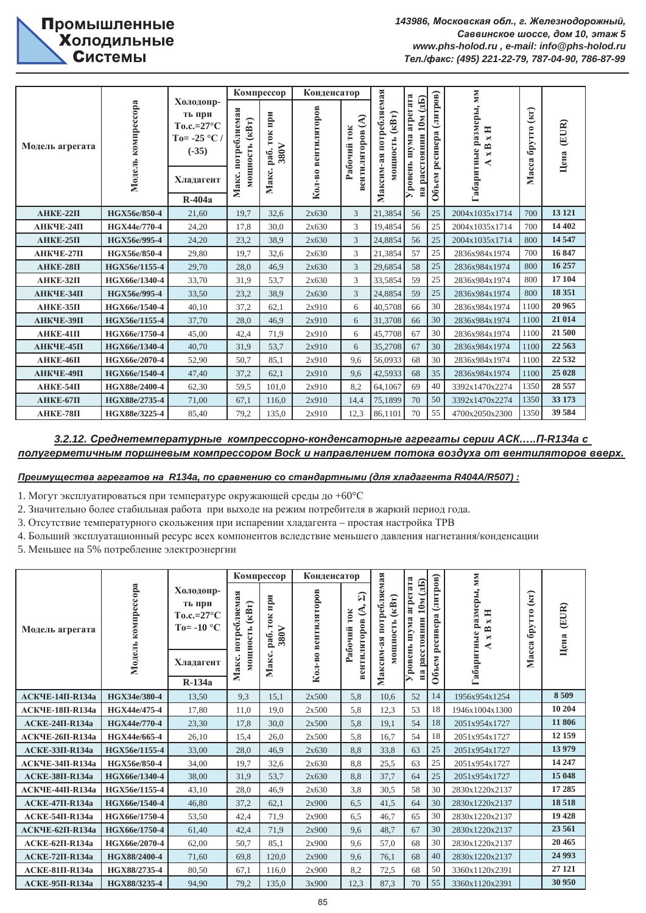| Модель агрегата | Модель компрессора | Холодопр-ть при То.с.=27°C То= -25 °C / (-35) | Компрессор | | Конденсатор | | Максим-ая потребляемая мощность (кВт) | Уровень шума агрегата на расстоянии 10м (дБ) | Объем ресивера (литров) | Габаритные размеры, мм А х В х Н | Масса брутто (кг) | Цена (EUR) |
|---|---|---|---|---|---|---|---|---|---|---|---|---|
| | | Хладагент R-404a | Макс. потребляемая мощность (кВт) | Макс. раб. ток при 380V | Кол-во вентиляторов | Рабочий ток вентиляторов (А) | | | | | | |
| АНКЕ-22П | HGX56e/850-4 | 21,60 | 19,7 | 32,6 | 2х630 | 3 | 21,3854 | 56 | 25 | 2004х1035х1714 | 700 | 13 121 |
| АНКЧЕ-24П | HGX44e/770-4 | 24,20 | 17,8 | 30,0 | 2х630 | 3 | 19,4854 | 56 | 25 | 2004х1035х1714 | 700 | 14 402 |
| АНКЕ-25П | HGX56e/995-4 | 24,20 | 23,2 | 38,9 | 2х630 | 3 | 24,8854 | 56 | 25 | 2004х1035х1714 | 800 | 14 547 |
| АНКЧЕ-27П | HGX56e/850-4 | 29,80 | 19,7 | 32,6 | 2х630 | 3 | 21,3854 | 57 | 25 | 2836х984х1974 | 700 | 16 847 |
| АНКЕ-28П | HGX56e/1155-4 | 29,70 | 28,0 | 46,9 | 2х630 | 3 | 29,6854 | 58 | 25 | 2836х984х1974 | 800 | 16 257 |
| АНКЕ-32П | HGX66e/1340-4 | 33,70 | 31,9 | 53,7 | 2х630 | 3 | 33,5854 | 59 | 25 | 2836х984х1974 | 800 | 17 104 |
| АНКЧЕ-34П | HGX56e/995-4 | 33,50 | 23,2 | 38,9 | 2х630 | 3 | 24,8854 | 59 | 25 | 2836х984х1974 | 800 | 18 351 |
| АНКЕ-35П | HGX66e/1540-4 | 40,10 | 37,2 | 62,1 | 2х910 | 6 | 40,5708 | 66 | 30 | 2836х984х1974 | 1100 | 20 965 |
| АНКЧЕ-39П | HGX56e/1155-4 | 37,70 | 28,0 | 46,9 | 2х910 | 6 | 31,3708 | 66 | 30 | 2836х984х1974 | 1100 | 21 014 |
| АНКЕ-41П | HGX66e/1750-4 | 45,00 | 42,4 | 71,9 | 2х910 | 6 | 45,7708 | 67 | 30 | 2836х984х1974 | 1100 | 21 500 |
| АНКЧЕ-45П | HGX66e/1340-4 | 40,70 | 31,9 | 53,7 | 2х910 | 6 | 35,2708 | 67 | 30 | 2836х984х1974 | 1100 | 22 563 |
| АНКЕ-46П | HGX66e/2070-4 | 52,90 | 50,7 | 85,1 | 2х910 | 9,6 | 56,0933 | 68 | 30 | 2836х984х1974 | 1100 | 22 532 |
| АНКЧЕ-49П | HGX66e/1540-4 | 47,40 | 37,2 | 62,1 | 2х910 | 9,6 | 42,5933 | 68 | 35 | 2836х984х1974 | 1100 | 25 028 |
| АНКЕ-54П | HGX88e/2400-4 | 62,30 | 59,5 | 101,0 | 2х910 | 8,2 | 64,1067 | 69 | 40 | 3392х1470х2274 | 1350 | 28 557 |
| АНКЕ-67П | HGX88e/2735-4 | 71,00 | 67,1 | 116,0 | 2х910 | 14,4 | 75,1899 | 70 | 50 | 3392х1470х2274 | 1350 | 33 173 |
| АНКЕ-78П | HGX88e/3225-4 | 85,40 | 79,2 | 135,0 | 2х910 | 12,3 | 86,1101 | 70 | 55 | 4700х2050х2300 | 1350 | 39 584 |

### 3.2.12. Среднетемпературные компрессорно-конденсаторные агрегаты серии АСК…..П-R134a с полугерметичным поршневым компрессором Bock и направлением потока воздуха от вентиляторов вверх.

**Преимущества агрегатов на R134a, по сравнению со стандартными (для хладагента R404A/R507) :**

1. Могут эксплуатироваться при температуре окружающей среды до +60°C
2. Значительно более стабильная работа при выходе на режим потребителя в жаркий период года.
3. Отсутствие температурного скольжения при испарении хладагента – простая настройка ТРВ
4. Больший эксплуатационный ресурс всех компонентов вследствие меньшего давления нагнетания/конденсации
5. Меньшее на 5% потребление электроэнергии

| Модель агрегата | Модель компрессора | Холодопр-ть при То.с.=27°C То= -10 °C | Компрессор | | Конденсатор | | Максим-ая потребляемая мощность (кВт) | Уровень шума агрегата на расстоянии 10м (дБ) | Объем ресивера (литров) | Габаритные размеры, мм А х В х Н | Масса брутто (кг) | Цена (EUR) |
|---|---|---|---|---|---|---|---|---|---|---|---|---|
| | | Хладагент R-134a | Макс. потребляемая мощность (кВт) | Макс. раб. ток при 380V | Кол-во вентиляторов | Рабочий ток вентиляторов (А, Σ) | | | | | | |
| АСКЧЕ-14П-R134a | HGX34e/380-4 | 13,50 | 9,3 | 15,1 | 2х500 | 5,8 | 10,6 | 52 | 14 | 1956х954х1254 | | 8 509 |
| АСКЧЕ-18П-R134a | HGX44e/475-4 | 17,80 | 11,0 | 19,0 | 2х500 | 5,8 | 12,3 | 53 | 18 | 1946х1004х1300 | | 10 204 |
| АСКЕ-24П-R134a | HGX44e/770-4 | 23,30 | 17,8 | 30,0 | 2х500 | 5,8 | 19,1 | 54 | 18 | 2051х954х1727 | | 11 806 |
| АСКЧЕ-26П-R134a | HGX44e/665-4 | 26,10 | 15,4 | 26,0 | 2х500 | 5,8 | 16,7 | 54 | 18 | 2051х954х1727 | | 12 159 |
| АСКЕ-33П-R134a | HGX56e/1155-4 | 33,00 | 28,0 | 46,9 | 2х630 | 8,8 | 33,8 | 63 | 25 | 2051х954х1727 | | 13 979 |
| АСКЧЕ-34П-R134a | HGX56e/850-4 | 34,00 | 19,7 | 32,6 | 2х630 | 8,8 | 25,5 | 63 | 25 | 2051х954х1727 | | 14 247 |
| АСКЕ-38П-R134a | HGX66e/1340-4 | 38,00 | 31,9 | 53,7 | 2х630 | 8,8 | 37,7 | 64 | 25 | 2051х954х1727 | | 15 048 |
| АСКЧЕ-44П-R134a | HGX56e/1155-4 | 43,10 | 28,0 | 46,9 | 2х630 | 3,8 | 30,5 | 58 | 30 | 2830х1220х2137 | | 17 285 |
| АСКЕ-47П-R134a | HGX66e/1540-4 | 46,80 | 37,2 | 62,1 | 2х900 | 6,5 | 41,5 | 64 | 30 | 2830х1220х2137 | | 18 518 |
| АСКЕ-54П-R134a | HGX66e/1750-4 | 53,50 | 42,4 | 71,9 | 2х900 | 6,5 | 46,7 | 65 | 30 | 2830х1220х2137 | | 19 428 |
| АСКЧЕ-62П-R134a | HGX66e/1750-4 | 61,40 | 42,4 | 71,9 | 2х900 | 9,6 | 48,7 | 67 | 30 | 2830х1220х2137 | | 23 561 |
| АСКЕ-62П-R134a | HGX66e/2070-4 | 62,00 | 50,7 | 85,1 | 2х900 | 9,6 | 57,0 | 68 | 30 | 2830х1220х2137 | | 20 465 |
| АСКЕ-72П-R134a | HGX88/2400-4 | 71,60 | 69,8 | 120,0 | 2х900 | 9,6 | 76,1 | 68 | 40 | 2830х1220х2137 | | 24 993 |
| АСКЕ-81П-R134a | HGX88/2735-4 | 80,50 | 67,1 | 116,0 | 2х900 | 8,2 | 72,5 | 68 | 50 | 3360х1120х2391 | | 27 121 |
| АСКЕ-95П-R134a | HGX88/3235-4 | 94,90 | 79,2 | 135,0 | 3х900 | 12,3 | 87,3 | 70 | 55 | 3360х1120х2391 | | 30 950 |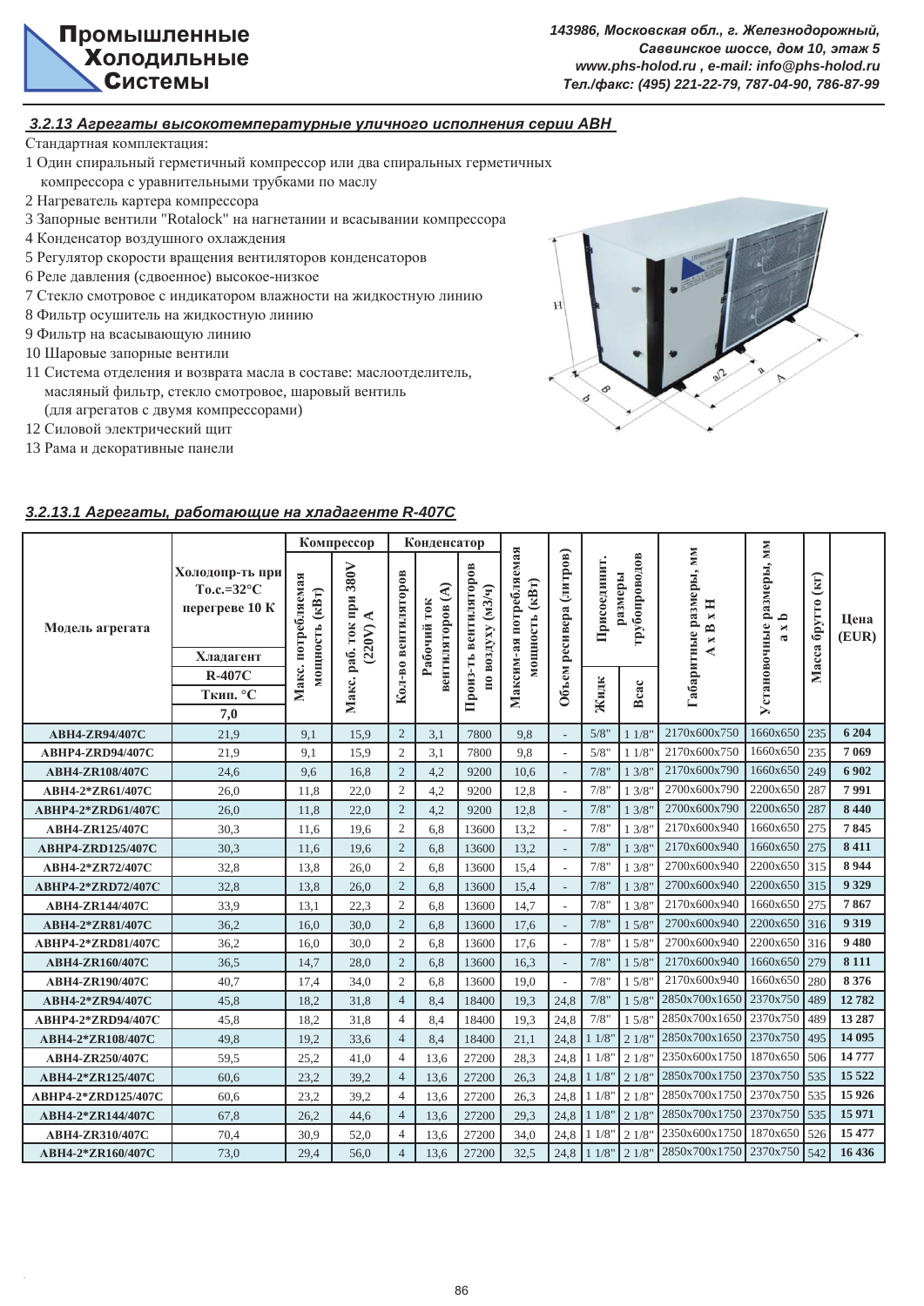### 3.2.13 Агрегаты высокотемпературные уличного исполнения серии АВН

Стандартная комплектация:

1 Один спиральный герметичный компрессор или два спиральных герметичных компрессора с уравнительными трубками по маслу
2 Нагреватель картера компрессора
3 Запорные вентили "Rotalock" на нагнетании и всасывании компрессора
4 Конденсатор воздушного охлаждения
5 Регулятор скорости вращения вентиляторов конденсаторов
6 Реле давления (сдвоенное) высокое-низкое
7 Стекло смотровое с индикатором влажности на жидкостную линию
8 Фильтр осушитель на жидкостную линию
9 Фильтр на всасывающую линию
10 Шаровые запорные вентили
11 Система отделения и возврата масла в составе: маслоотделитель, масляный фильтр, стекло смотровое, шаровый вентиль (для агрегатов с двумя компрессорами)
12 Силовой электрический щит
13 Рама и декоративные панели

#### 3.2.13.1 Агрегаты, работающие на хладагенте R-407C

| Модель агрегата | Холодопр-ть при То.с.=32°С перегреве 10 К; Хладагент R-407C; Ткип. °С 7,0 | Компрессор | | Конденсатор | | | Максим-ая потребляемая мощность (кВт) | Объем ресивера (литров) | Присоединит. размеры трубопроводов | | Габаритные размеры, мм А x В x Н | Установочные размеры, мм а x b | Масса брутто (кг) | Цена (EUR) |
|---|---|---|---|---|---|---|---|---|---|---|---|---|---|---|
| | | Макс. потребляемая мощность (кВт) | Макс. раб. ток при 380V (220V) А | Кол-во вентиляторов | Рабочий ток вентиляторов (А) | Произ-ть вентиляторов по воздуху (м3/ч) | | | Жидк | Всас | | | | |
| АВН4-ZR94/407C | 21,9 | 9,1 | 15,9 | 2 | 3,1 | 7800 | 9,8 | - | 5/8" | 1 1/8" | 2170x600x750 | 1660x650 | 235 | 6 204 |
| АВНР4-ZRD94/407C | 21,9 | 9,1 | 15,9 | 2 | 3,1 | 7800 | 9,8 | - | 5/8" | 1 1/8" | 2170x600x750 | 1660x650 | 235 | 7 069 |
| АВН4-ZR108/407C | 24,6 | 9,6 | 16,8 | 2 | 4,2 | 9200 | 10,6 | - | 7/8" | 1 3/8" | 2170x600x790 | 1660x650 | 249 | 6 902 |
| АВН4-2*ZR61/407C | 26,0 | 11,8 | 22,0 | 2 | 4,2 | 9200 | 12,8 | - | 7/8" | 1 3/8" | 2700x600x790 | 2200x650 | 287 | 7 991 |
| АВНР4-2*ZRD61/407C | 26,0 | 11,8 | 22,0 | 2 | 4,2 | 9200 | 12,8 | - | 7/8" | 1 3/8" | 2700x600x790 | 2200x650 | 287 | 8 440 |
| АВН4-ZR125/407C | 30,3 | 11,6 | 19,6 | 2 | 6,8 | 13600 | 13,2 | - | 7/8" | 1 3/8" | 2170x600x940 | 1660x650 | 275 | 7 845 |
| АВНР4-ZRD125/407C | 30,3 | 11,6 | 19,6 | 2 | 6,8 | 13600 | 13,2 | - | 7/8" | 1 3/8" | 2170x600x940 | 1660x650 | 275 | 8 411 |
| АВН4-2*ZR72/407C | 32,8 | 13,8 | 26,0 | 2 | 6,8 | 13600 | 15,4 | - | 7/8" | 1 3/8" | 2700x600x940 | 2200x650 | 315 | 8 944 |
| АВНР4-2*ZRD72/407C | 32,8 | 13,8 | 26,0 | 2 | 6,8 | 13600 | 15,4 | - | 7/8" | 1 3/8" | 2700x600x940 | 2200x650 | 315 | 9 329 |
| АВН4-ZR144/407C | 33,9 | 13,1 | 22,3 | 2 | 6,8 | 13600 | 14,7 | - | 7/8" | 1 3/8" | 2170x600x940 | 1660x650 | 275 | 7 867 |
| АВН4-2*ZR81/407C | 36,2 | 16,0 | 30,0 | 2 | 6,8 | 13600 | 17,6 | - | 7/8" | 1 5/8" | 2700x600x940 | 2200x650 | 316 | 9 319 |
| АВНР4-2*ZRD81/407C | 36,2 | 16,0 | 30,0 | 2 | 6,8 | 13600 | 17,6 | - | 7/8" | 1 5/8" | 2700x600x940 | 2200x650 | 316 | 9 480 |
| АВН4-ZR160/407C | 36,5 | 14,7 | 28,0 | 2 | 6,8 | 13600 | 16,3 | - | 7/8" | 1 5/8" | 2170x600x940 | 1660x650 | 279 | 8 111 |
| АВН4-ZR190/407C | 40,7 | 17,4 | 34,0 | 2 | 6,8 | 13600 | 19,0 | - | 7/8" | 1 5/8" | 2170x600x940 | 1660x650 | 280 | 8 376 |
| АВН4-2*ZR94/407C | 45,8 | 18,2 | 31,8 | 4 | 8,4 | 18400 | 19,3 | 24,8 | 7/8" | 1 5/8" | 2850x700x1650 | 2370x750 | 489 | 12 782 |
| АВНР4-2*ZRD94/407C | 45,8 | 18,2 | 31,8 | 4 | 8,4 | 18400 | 19,3 | 24,8 | 7/8" | 1 5/8" | 2850x700x1650 | 2370x750 | 489 | 13 287 |
| АВН4-2*ZR108/407C | 49,8 | 19,2 | 33,6 | 4 | 8,4 | 18400 | 21,1 | 24,8 | 1 1/8" | 2 1/8" | 2850x700x1650 | 2370x750 | 495 | 14 095 |
| АВН4-ZR250/407C | 59,5 | 25,2 | 41,0 | 4 | 13,6 | 27200 | 28,3 | 24,8 | 1 1/8" | 2 1/8" | 2350x600x1750 | 1870x650 | 506 | 14 777 |
| АВН4-2*ZR125/407C | 60,6 | 23,2 | 39,2 | 4 | 13,6 | 27200 | 26,3 | 24,8 | 1 1/8" | 2 1/8" | 2850x700x1750 | 2370x750 | 535 | 15 522 |
| АВНР4-2*ZRD125/407C | 60,6 | 23,2 | 39,2 | 4 | 13,6 | 27200 | 26,3 | 24,8 | 1 1/8" | 2 1/8" | 2850x700x1750 | 2370x750 | 535 | 15 926 |
| АВН4-2*ZR144/407C | 67,8 | 26,2 | 44,6 | 4 | 13,6 | 27200 | 29,3 | 24,8 | 1 1/8" | 2 1/8" | 2850x700x1750 | 2370x750 | 535 | 15 971 |
| АВН4-ZR310/407C | 70,4 | 30,9 | 52,0 | 4 | 13,6 | 27200 | 34,0 | 24,8 | 1 1/8" | 2 1/8" | 2350x600x1750 | 1870x650 | 526 | 15 477 |
| АВН4-2*ZR160/407C | 73,0 | 29,4 | 56,0 | 4 | 13,6 | 27200 | 32,5 | 24,8 | 1 1/8" | 2 1/8" | 2850x700x1750 | 2370x750 | 542 | 16 436 |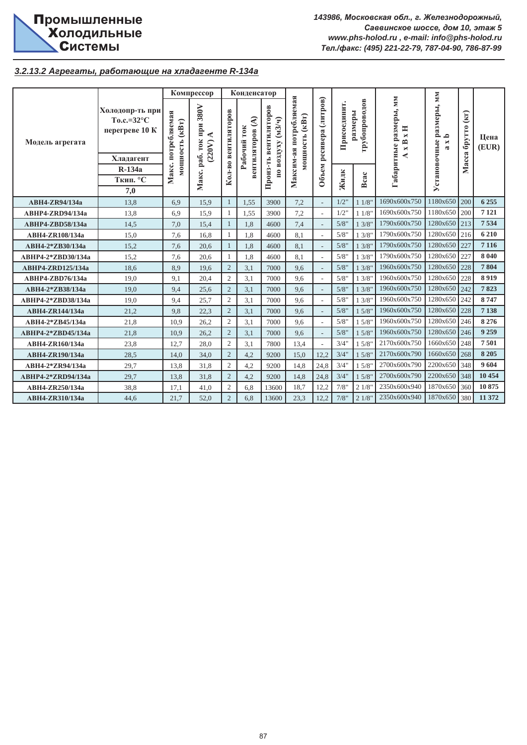## 3.2.13.2 Агрегаты, работающие на хладагенте R-134a

| Модель агрегата | Холодопр-ть при То.с.=32°C перегреве 10 К, Хладагент R-134a, Ткип. °C 7,0 | Компрессор | | Конденсатор | | | Максим-ая потребляемая мощность (кВт) | Объем ресивера (литров) | Присоединит. размеры трубопроводов | | Габаритные размеры, мм А х В х Н | Установочные размеры, мм а х b | Масса брутто (кг) | Цена (EUR) |
|---|---|---|---|---|---|---|---|---|---|---|---|---|---|---|
| | | Макс. потребляемая мощность (кВт) | Макс. раб. ток при 380V (220V) А | Кол-во вентиляторов | Рабочий ток вентиляторов (А) | Произ-ть вентиляторов по воздуху (м3/ч) | | | Жидк | Всас | | | | |
| **АВН4-ZR94/134a** | 13,8 | 6,9 | 15,9 | 1 | 1,55 | 3900 | 7,2 | - | 1/2" | 1 1/8" | 1690х600х750 | 1180х650 | 200 | **6 255** |
| **АВНР4-ZRD94/134a** | 13,8 | 6,9 | 15,9 | 1 | 1,55 | 3900 | 7,2 | - | 1/2" | 1 1/8" | 1690х600х750 | 1180х650 | 200 | **7 121** |
| **АВНР4-ZBD58/134a** | 14,5 | 7,0 | 15,4 | 1 | 1,8 | 4600 | 7,4 | - | 5/8" | 1 3/8" | 1790х600х750 | 1280х650 | 213 | **7 534** |
| **АВН4-ZR108/134a** | 15,0 | 7,6 | 16,8 | 1 | 1,8 | 4600 | 8,1 | - | 5/8" | 1 3/8" | 1790х600х750 | 1280х650 | 216 | **6 210** |
| **АВН4-2*ZB30/134a** | 15,2 | 7,6 | 20,6 | 1 | 1,8 | 4600 | 8,1 | - | 5/8" | 1 3/8" | 1790х600х750 | 1280х650 | 227 | **7 116** |
| **АВНР4-2*ZBD30/134a** | 15,2 | 7,6 | 20,6 | 1 | 1,8 | 4600 | 8,1 | - | 5/8" | 1 3/8" | 1790х600х750 | 1280х650 | 227 | **8 040** |
| **АВНР4-ZRD125/134a** | 18,6 | 8,9 | 19,6 | 2 | 3,1 | 7000 | 9,6 | - | 5/8" | 1 3/8" | 1960х600х750 | 1280х650 | 228 | **7 804** |
| **АВНР4-ZBD76/134a** | 19,0 | 9,1 | 20,4 | 2 | 3,1 | 7000 | 9,6 | - | 5/8" | 1 3/8" | 1960х600х750 | 1280х650 | 228 | **8 919** |
| **АВН4-2*ZB38/134a** | 19,0 | 9,4 | 25,6 | 2 | 3,1 | 7000 | 9,6 | - | 5/8" | 1 3/8" | 1960х600х750 | 1280х650 | 242 | **7 823** |
| **АВНР4-2*ZBD38/134a** | 19,0 | 9,4 | 25,7 | 2 | 3,1 | 7000 | 9,6 | - | 5/8" | 1 3/8" | 1960х600х750 | 1280х650 | 242 | **8 747** |
| **АВН4-ZR144/134a** | 21,2 | 9,8 | 22,3 | 2 | 3,1 | 7000 | 9,6 | - | 5/8" | 1 5/8" | 1960х600х750 | 1280х650 | 228 | **7 138** |
| **АВН4-2*ZB45/134a** | 21,8 | 10,9 | 26,2 | 2 | 3,1 | 7000 | 9,6 | - | 5/8" | 1 5/8" | 1960х600х750 | 1280х650 | 246 | **8 276** |
| **АВНР4-2*ZBD45/134a** | 21,8 | 10,9 | 26,2 | 2 | 3,1 | 7000 | 9,6 | - | 5/8" | 1 5/8" | 1960х600х750 | 1280х650 | 246 | **9 259** |
| **АВН4-ZR160/134a** | 23,8 | 12,7 | 28,0 | 2 | 3,1 | 7800 | 13,4 | - | 3/4" | 1 5/8" | 2170х600х750 | 1660х650 | 248 | **7 501** |
| **АВН4-ZR190/134a** | 28,5 | 14,0 | 34,0 | 2 | 4,2 | 9200 | 15,0 | 12,2 | 3/4" | 1 5/8" | 2170х600х790 | 1660х650 | 268 | **8 205** |
| **АВН4-2*ZR94/134a** | 29,7 | 13,8 | 31,8 | 2 | 4,2 | 9200 | 14,8 | 24,8 | 3/4" | 1 5/8" | 2700х600х790 | 2200х650 | 348 | **9 604** |
| **АВНР4-2*ZRD94/134a** | 29,7 | 13,8 | 31,8 | 2 | 4,2 | 9200 | 14,8 | 24,8 | 3/4" | 1 5/8" | 2700х600х790 | 2200х650 | 348 | **10 454** |
| **АВН4-ZR250/134a** | 38,8 | 17,1 | 41,0 | 2 | 6,8 | 13600 | 18,7 | 12,2 | 7/8" | 2 1/8" | 2350х600х940 | 1870х650 | 360 | **10 875** |
| **АВН4-ZR310/134a** | 44,6 | 21,7 | 52,0 | 2 | 6,8 | 13600 | 23,3 | 12,2 | 7/8" | 2 1/8" | 2350х600х940 | 1870х650 | 380 | **11 372** |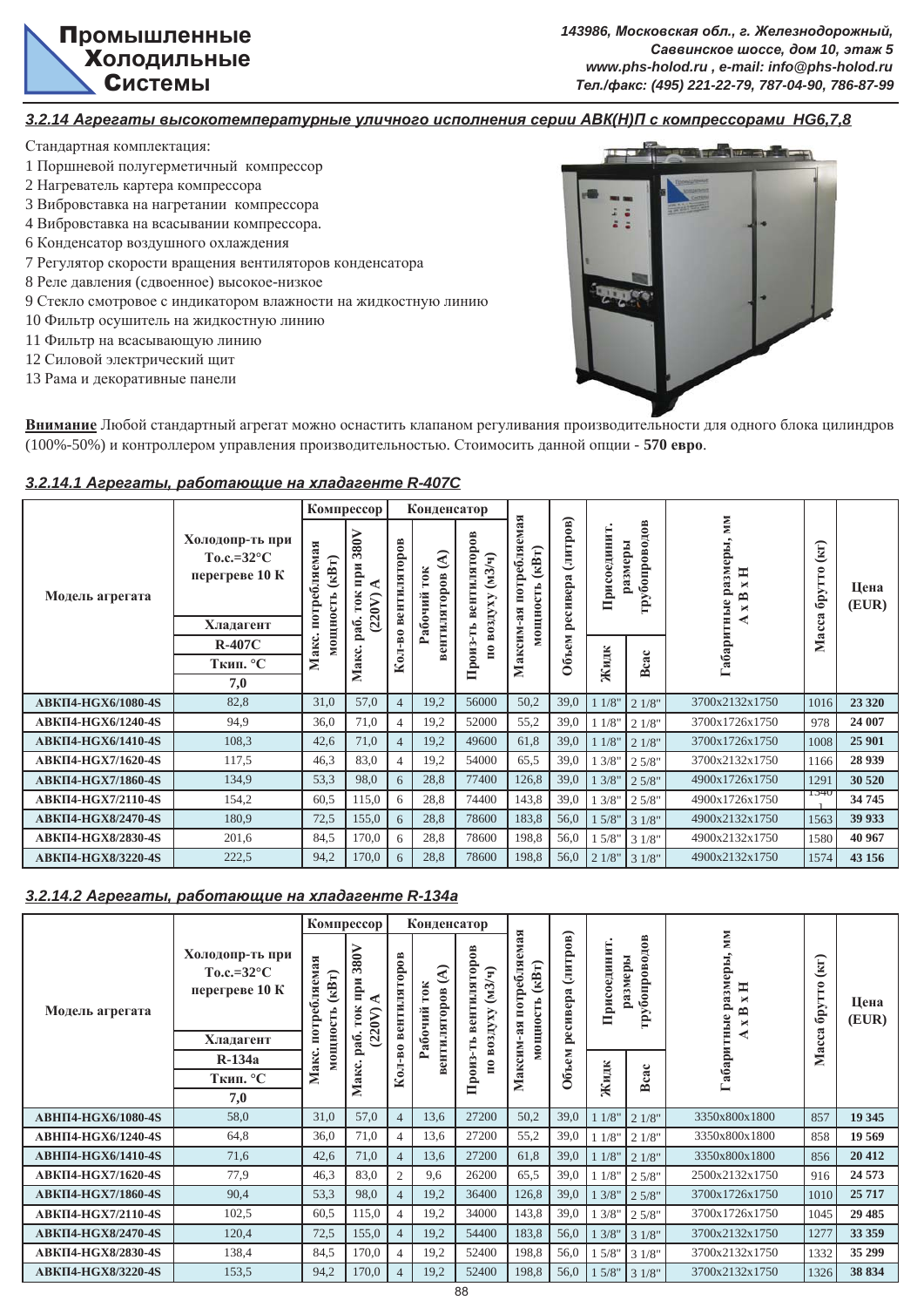### 3.2.14 Агрегаты высокотемпературные уличного исполнения серии АВК(Н)П с компрессорами HG6,7,8

Стандартная комплектация:

1 Поршневой полугерметичный компрессор
2 Нагреватель картера компрессора
3 Вибровставка на нагретании компрессора
4 Вибровставка на всасывании компрессора.
6 Конденсатор воздушного охлаждения
7 Регулятор скорости вращения вентиляторов конденсатора
8 Реле давления (сдвоенное) высокое-низкое
9 Стекло смотровое с индикатором влажности на жидкостную линию
10 Фильтр осушитель на жидкостную линию
11 Фильтр на всасывающую линию
12 Силовой электрический щит
13 Рама и декоративные панели

**Внимание** Любой стандартный агрегат можно оснастить клапаном регуливания производительности для одного блока цилиндров (100%-50%) и контроллером управления производительностью. Стоимосить данной опции - **570 евро**.

#### 3.2.14.1 Агрегаты, работающие на хладагенте R-407C

| Модель агрегата | Холодопр-ть при То.с.=32°С перегреве 10 К / Хладагент R-407C / Ткип. °С 7,0 | Компрессор: Макс. потребляемая мощность (кВт) | Компрессор: Макс. раб. ток при 380V (220V) А | Конденсатор: Кол-во вентиляторов | Конденсатор: Рабочий ток вентиляторов (А) | Конденсатор: Произ-ть вентиляторов по воздуху (м3/ч) | Максим-ая потребляемая мощность (кВт) | Объем ресивера (литров) | Присоединит. размеры трубопроводов: Жидк | Присоединит. размеры трубопроводов: Всас | Габаритные размеры, мм А х В х Н | Масса брутто (кг) | Цена (EUR) |
|---|---|---|---|---|---|---|---|---|---|---|---|---|---|
| АВКП4-HGX6/1080-4S | 82,8 | 31,0 | 57,0 | 4 | 19,2 | 56000 | 50,2 | 39,0 | 1 1/8" | 2 1/8" | 3700x2132x1750 | 1016 | **23 320** |
| АВКП4-HGX6/1240-4S | 94,9 | 36,0 | 71,0 | 4 | 19,2 | 52000 | 55,2 | 39,0 | 1 1/8" | 2 1/8" | 3700x1726x1750 | 978 | **24 007** |
| АВКП4-HGX6/1410-4S | 108,3 | 42,6 | 71,0 | 4 | 19,2 | 49600 | 61,8 | 39,0 | 1 1/8" | 2 1/8" | 3700x1726x1750 | 1008 | **25 901** |
| АВКП4-HGX7/1620-4S | 117,5 | 46,3 | 83,0 | 4 | 19,2 | 54000 | 65,5 | 39,0 | 1 3/8" | 2 5/8" | 3700x2132x1750 | 1166 | **28 939** |
| АВКП4-HGX7/1860-4S | 134,9 | 53,3 | 98,0 | 6 | 28,8 | 77400 | 126,8 | 39,0 | 1 3/8" | 2 5/8" | 4900x1726x1750 | 1291 | **30 520** |
| АВКП4-HGX7/2110-4S | 154,2 | 60,5 | 115,0 | 6 | 28,8 | 74400 | 143,8 | 39,0 | 1 3/8" | 2 5/8" | 4900x1726x1750 | 1340 | **34 745** |
| АВКП4-HGX8/2470-4S | 180,9 | 72,5 | 155,0 | 6 | 28,8 | 78600 | 183,8 | 56,0 | 1 5/8" | 3 1/8" | 4900x2132x1750 | 1563 | **39 933** |
| АВКП4-HGX8/2830-4S | 201,6 | 84,5 | 170,0 | 6 | 28,8 | 78600 | 198,8 | 56,0 | 1 5/8" | 3 1/8" | 4900x2132x1750 | 1580 | **40 967** |
| АВКП4-HGX8/3220-4S | 222,5 | 94,2 | 170,0 | 6 | 28,8 | 78600 | 198,8 | 56,0 | 2 1/8" | 3 1/8" | 4900x2132x1750 | 1574 | **43 156** |

#### 3.2.14.2 Агрегаты, работающие на хладагенте R-134a

| Модель агрегата | Холодопр-ть при То.с.=32°С перегреве 10 К / Хладагент R-134a / Ткип. °С 7,0 | Компрессор: Макс. потребляемая мощность (кВт) | Компрессор: Макс. раб. ток при 380V (220V) А | Конденсатор: Кол-во вентиляторов | Конденсатор: Рабочий ток вентиляторов (А) | Конденсатор: Произ-ть вентиляторов по воздуху (м3/ч) | Максим-ая потребляемая мощность (кВт) | Объем ресивера (литров) | Присоединит. размеры трубопроводов: Жидк | Присоединит. размеры трубопроводов: Всас | Габаритные размеры, мм А х В х Н | Масса брутто (кг) | Цена (EUR) |
|---|---|---|---|---|---|---|---|---|---|---|---|---|---|
| АВНП4-HGX6/1080-4S | 58,0 | 31,0 | 57,0 | 4 | 13,6 | 27200 | 50,2 | 39,0 | 1 1/8" | 2 1/8" | 3350x800x1800 | 857 | **19 345** |
| АВНП4-HGX6/1240-4S | 64,8 | 36,0 | 71,0 | 4 | 13,6 | 27200 | 55,2 | 39,0 | 1 1/8" | 2 1/8" | 3350x800x1800 | 858 | **19 569** |
| АВНП4-HGX6/1410-4S | 71,6 | 42,6 | 71,0 | 4 | 13,6 | 27200 | 61,8 | 39,0 | 1 1/8" | 2 1/8" | 3350x800x1800 | 856 | **20 412** |
| АВКП4-HGX7/1620-4S | 77,9 | 46,3 | 83,0 | 2 | 9,6 | 26200 | 65,5 | 39,0 | 1 1/8" | 2 5/8" | 2500x2132x1750 | 916 | **24 573** |
| АВКП4-HGX7/1860-4S | 90,4 | 53,3 | 98,0 | 4 | 19,2 | 36400 | 126,8 | 39,0 | 1 3/8" | 2 5/8" | 3700x1726x1750 | 1010 | **25 717** |
| АВКП4-HGX7/2110-4S | 102,5 | 60,5 | 115,0 | 4 | 19,2 | 34000 | 143,8 | 39,0 | 1 3/8" | 2 5/8" | 3700x1726x1750 | 1045 | **29 485** |
| АВКП4-HGX8/2470-4S | 120,4 | 72,5 | 155,0 | 4 | 19,2 | 54400 | 183,8 | 56,0 | 1 3/8" | 3 1/8" | 3700x2132x1750 | 1277 | **33 359** |
| АВКП4-HGX8/2830-4S | 138,4 | 84,5 | 170,0 | 4 | 19,2 | 52400 | 198,8 | 56,0 | 1 5/8" | 3 1/8" | 3700x2132x1750 | 1332 | **35 299** |
| АВКП4-HGX8/3220-4S | 153,5 | 94,2 | 170,0 | 4 | 19,2 | 52400 | 198,8 | 56,0 | 1 5/8" | 3 1/8" | 3700x2132x1750 | 1326 | **38 834** |